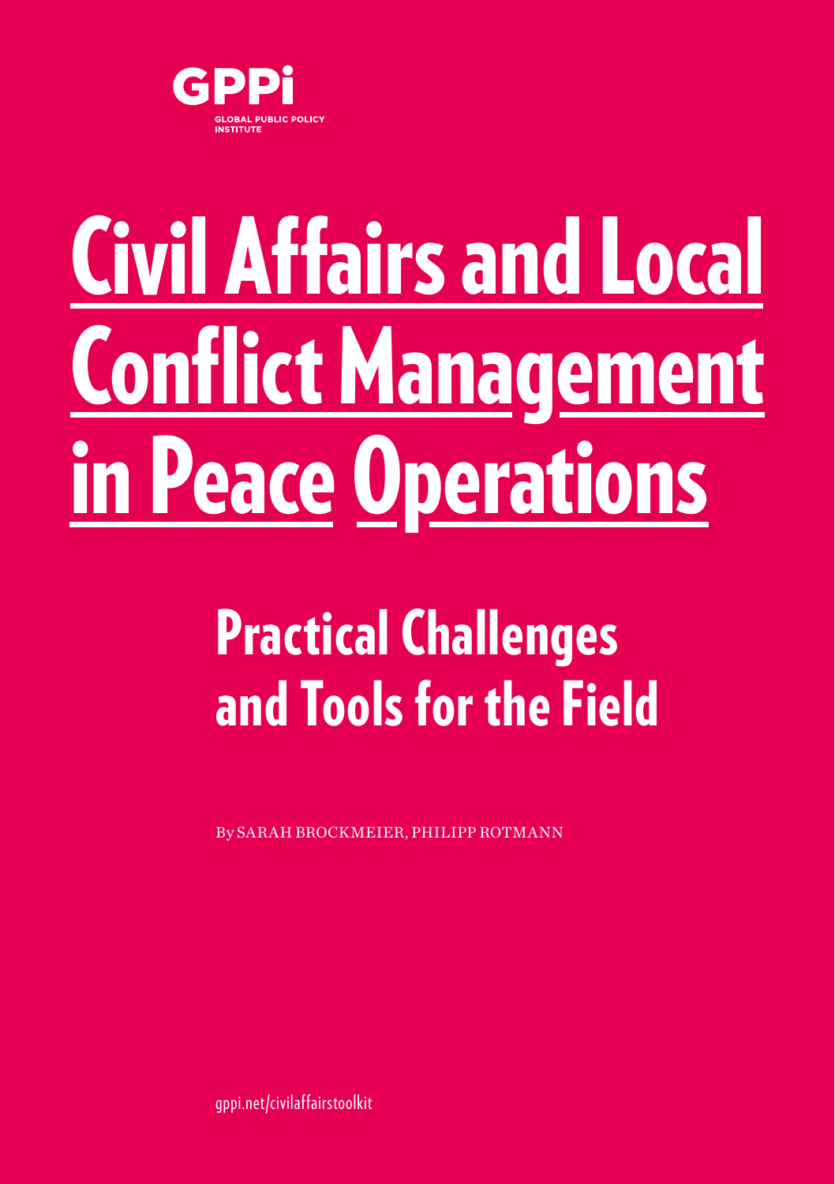GPPi

GLOBAL PUBLIC POLICY INSTITUTE

# Civil Affairs and Local Conflict Management in Peace Operations

## Practical Challenges and Tools for the Field

By SARAH BROCKMEIER, PHILIPP ROTMANN

gppi.net/civilaffairstoolkit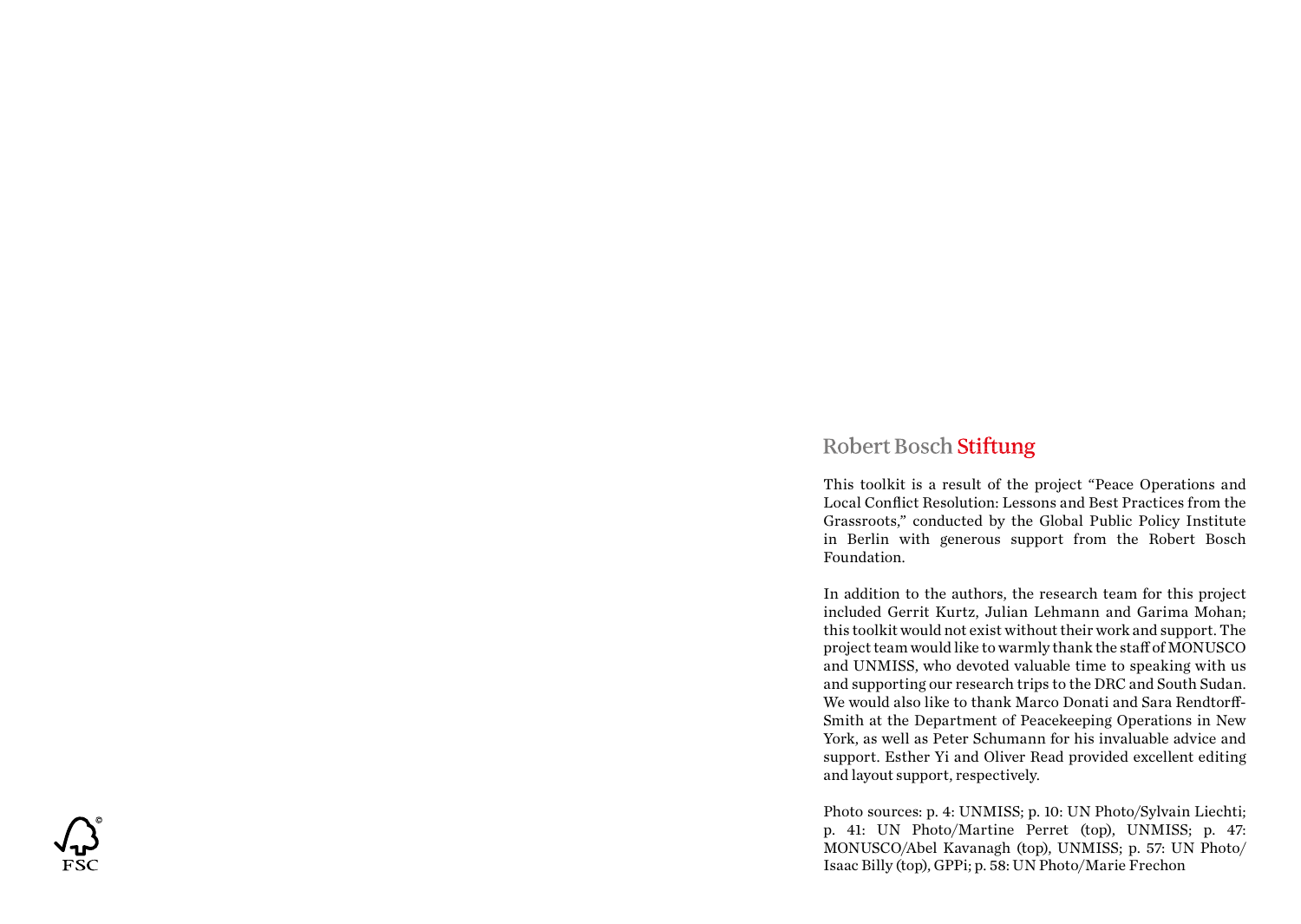Robert Bosch Stiftung

This toolkit is a result of the project "Peace Operations and Local Conflict Resolution: Lessons and Best Practices from the Grassroots," conducted by the Global Public Policy Institute in Berlin with generous support from the Robert Bosch Foundation.

In addition to the authors, the research team for this project included Gerrit Kurtz, Julian Lehmann and Garima Mohan; this toolkit would not exist without their work and support. The project team would like to warmly thank the staff of MONUSCO and UNMISS, who devoted valuable time to speaking with us and supporting our research trips to the DRC and South Sudan. We would also like to thank Marco Donati and Sara Rendtorff-Smith at the Department of Peacekeeping Operations in New York, as well as Peter Schumann for his invaluable advice and support. Esther Yi and Oliver Read provided excellent editing and layout support, respectively.

Photo sources: p. 4: UNMISS; p. 10: UN Photo/Sylvain Liechti; p. 41: UN Photo/Martine Perret (top), UNMISS; p. 47: MONUSCO/Abel Kavanagh (top), UNMISS; p. 57: UN Photo/Isaac Billy (top), GPPi; p. 58: UN Photo/Marie Frechon

FSC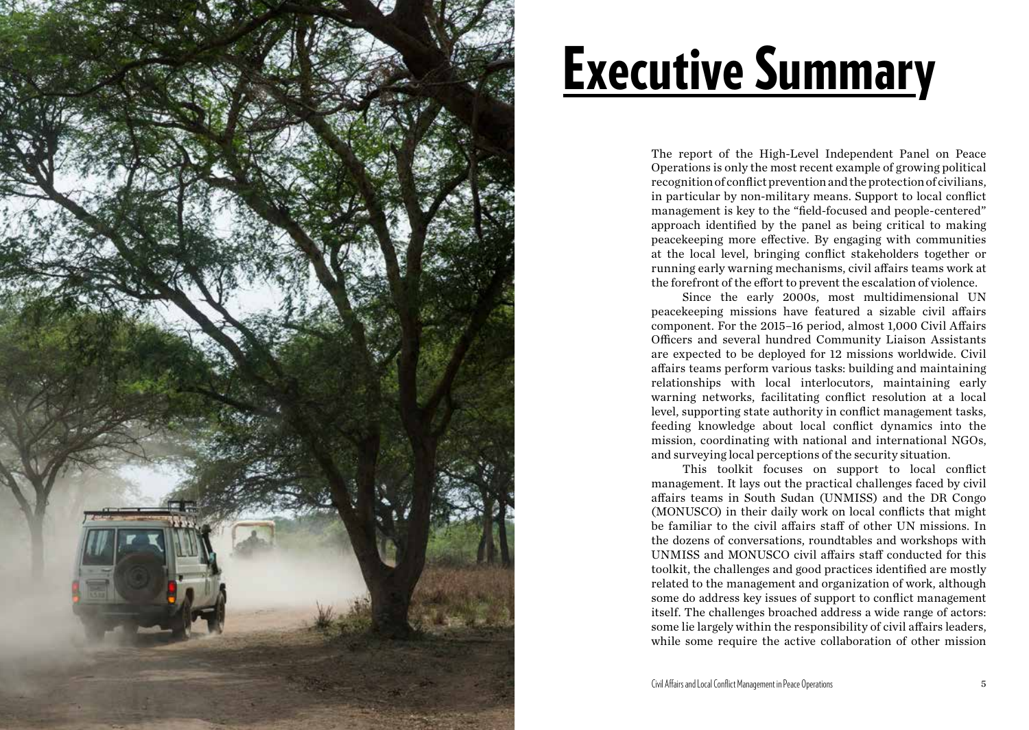# Executive Summary

The report of the High-Level Independent Panel on Peace Operations is only the most recent example of growing political recognition of conflict prevention and the protection of civilians, in particular by non-military means. Support to local conflict management is key to the "field-focused and people-centered" approach identified by the panel as being critical to making peacekeeping more effective. By engaging with communities at the local level, bringing conflict stakeholders together or running early warning mechanisms, civil affairs teams work at the forefront of the effort to prevent the escalation of violence.

Since the early 2000s, most multidimensional UN peacekeeping missions have featured a sizable civil affairs component. For the 2015–16 period, almost 1,000 Civil Affairs Officers and several hundred Community Liaison Assistants are expected to be deployed for 12 missions worldwide. Civil affairs teams perform various tasks: building and maintaining relationships with local interlocutors, maintaining early warning networks, facilitating conflict resolution at a local level, supporting state authority in conflict management tasks, feeding knowledge about local conflict dynamics into the mission, coordinating with national and international NGOs, and surveying local perceptions of the security situation.

This toolkit focuses on support to local conflict management. It lays out the practical challenges faced by civil affairs teams in South Sudan (UNMISS) and the DR Congo (MONUSCO) in their daily work on local conflicts that might be familiar to the civil affairs staff of other UN missions. In the dozens of conversations, roundtables and workshops with UNMISS and MONUSCO civil affairs staff conducted for this toolkit, the challenges and good practices identified are mostly related to the management and organization of work, although some do address key issues of support to conflict management itself. The challenges broached address a wide range of actors: some lie largely within the responsibility of civil affairs leaders, while some require the active collaboration of other mission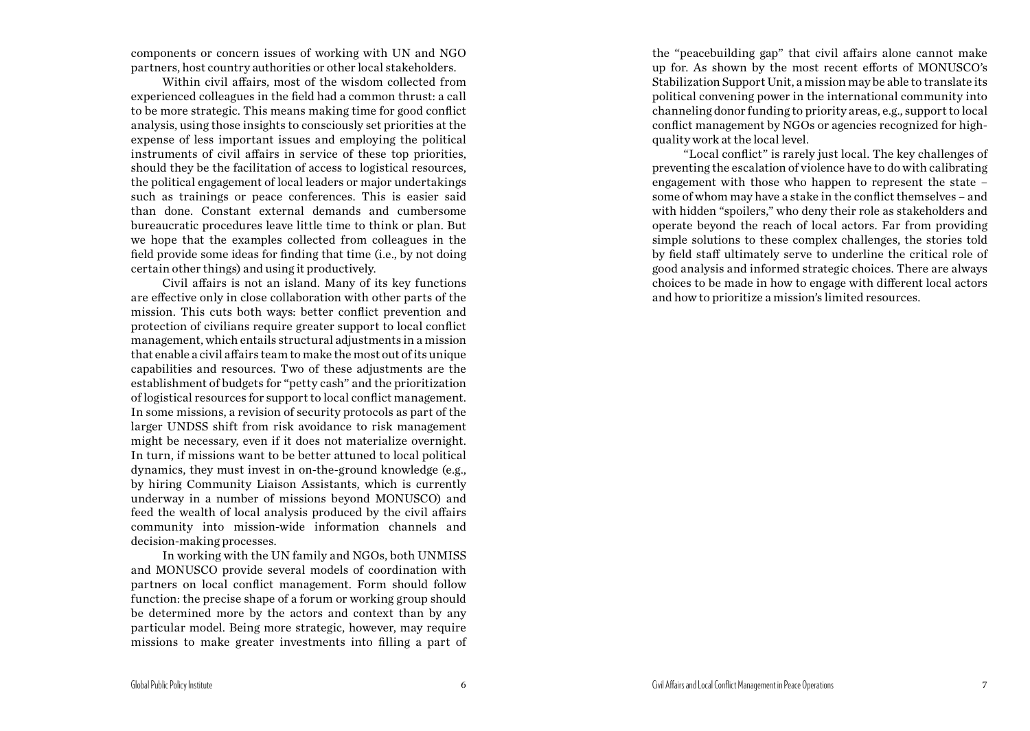components or concern issues of working with UN and NGO partners, host country authorities or other local stakeholders.

Within civil affairs, most of the wisdom collected from experienced colleagues in the field had a common thrust: a call to be more strategic. This means making time for good conflict analysis, using those insights to consciously set priorities at the expense of less important issues and employing the political instruments of civil affairs in service of these top priorities, should they be the facilitation of access to logistical resources, the political engagement of local leaders or major undertakings such as trainings or peace conferences. This is easier said than done. Constant external demands and cumbersome bureaucratic procedures leave little time to think or plan. But we hope that the examples collected from colleagues in the field provide some ideas for finding that time (i.e., by not doing certain other things) and using it productively.

Civil affairs is not an island. Many of its key functions are effective only in close collaboration with other parts of the mission. This cuts both ways: better conflict prevention and protection of civilians require greater support to local conflict management, which entails structural adjustments in a mission that enable a civil affairs team to make the most out of its unique capabilities and resources. Two of these adjustments are the establishment of budgets for "petty cash" and the prioritization of logistical resources for support to local conflict management. In some missions, a revision of security protocols as part of the larger UNDSS shift from risk avoidance to risk management might be necessary, even if it does not materialize overnight. In turn, if missions want to be better attuned to local political dynamics, they must invest in on-the-ground knowledge (e.g., by hiring Community Liaison Assistants, which is currently underway in a number of missions beyond MONUSCO) and feed the wealth of local analysis produced by the civil affairs community into mission-wide information channels and decision-making processes.

In working with the UN family and NGOs, both UNMISS and MONUSCO provide several models of coordination with partners on local conflict management. Form should follow function: the precise shape of a forum or working group should be determined more by the actors and context than by any particular model. Being more strategic, however, may require missions to make greater investments into filling a part of the "peacebuilding gap" that civil affairs alone cannot make up for. As shown by the most recent efforts of MONUSCO's Stabilization Support Unit, a mission may be able to translate its political convening power in the international community into channeling donor funding to priority areas, e.g., support to local conflict management by NGOs or agencies recognized for high-quality work at the local level.

"Local conflict" is rarely just local. The key challenges of preventing the escalation of violence have to do with calibrating engagement with those who happen to represent the state – some of whom may have a stake in the conflict themselves – and with hidden "spoilers," who deny their role as stakeholders and operate beyond the reach of local actors. Far from providing simple solutions to these complex challenges, the stories told by field staff ultimately serve to underline the critical role of good analysis and informed strategic choices. There are always choices to be made in how to engage with different local actors and how to prioritize a mission's limited resources.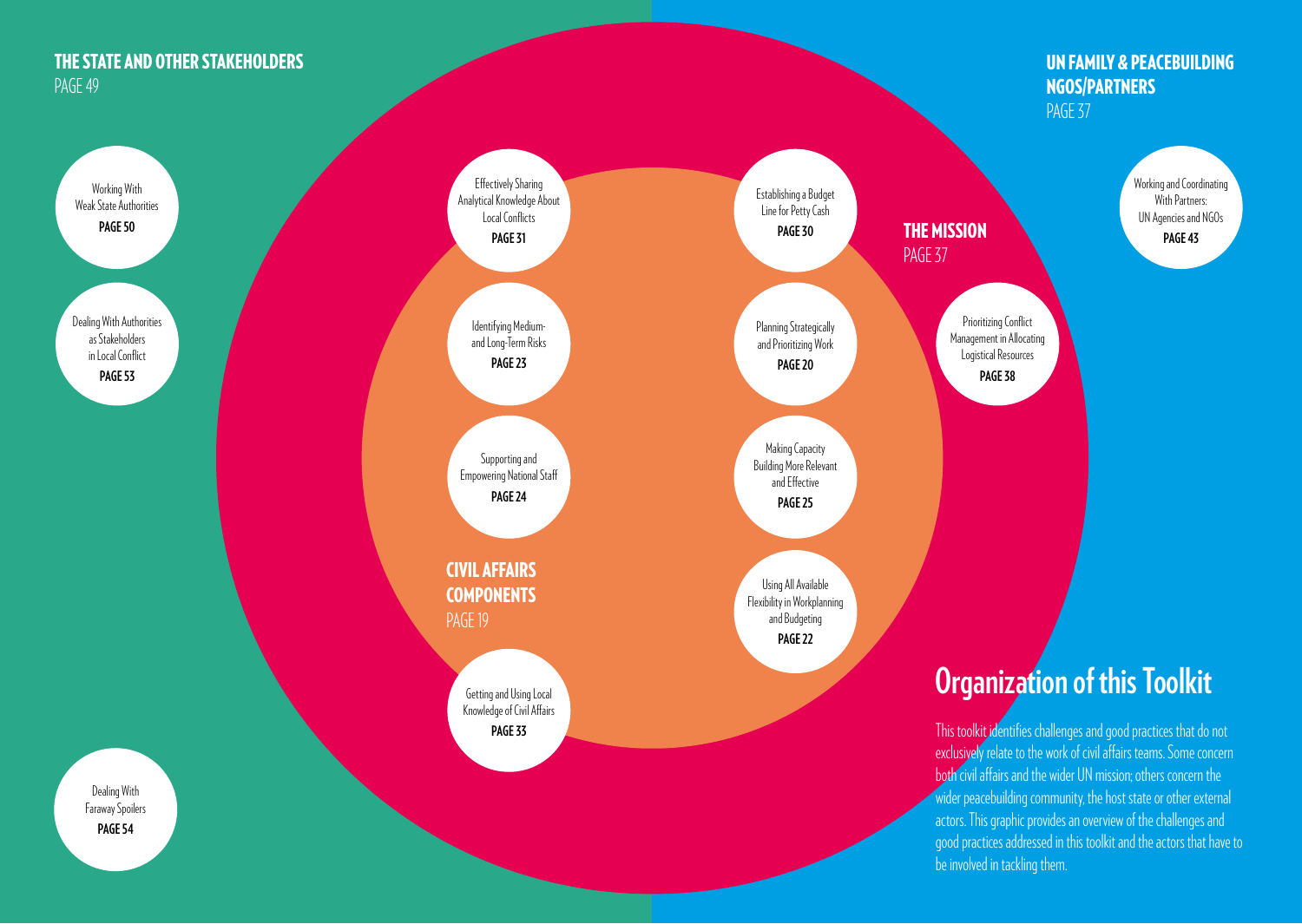# Organization of this Toolkit

This toolkit identifies challenges and good practices that do not exclusively relate to the work of civil affairs teams. Some concern both civil affairs and the wider UN mission; others concern the wider peacebuilding community, the host state or other external actors. This graphic provides an overview of the challenges and good practices addressed in this toolkit and the actors that have to be involved in tackling them.

## CIVIL AFFAIRS COMPONENTS
PAGE 19

- Effectively Sharing Analytical Knowledge About Local Conflicts **PAGE 31**
- Identifying Medium- and Long-Term Risks **PAGE 23**
- Supporting and Empowering National Staff **PAGE 24**
- Getting and Using Local Knowledge of Civil Affairs **PAGE 33**
- Establishing a Budget Line for Petty Cash **PAGE 30**
- Planning Strategically and Prioritizing Work **PAGE 20**
- Making Capacity Building More Relevant and Effective **PAGE 25**
- Using All Available Flexibility in Workplanning and Budgeting **PAGE 22**

## THE MISSION
PAGE 37

- Prioritizing Conflict Management in Allocating Logistical Resources **PAGE 38**

## UN FAMILY & PEACEBUILDING NGOS/PARTNERS
PAGE 37

- Working and Coordinating With Partners: UN Agencies and NGOs **PAGE 43**

## THE STATE AND OTHER STAKEHOLDERS
PAGE 49

- Working With Weak State Authorities **PAGE 50**
- Dealing With Authorities as Stakeholders in Local Conflict **PAGE 53**
- Dealing With Faraway Spoilers **PAGE 54**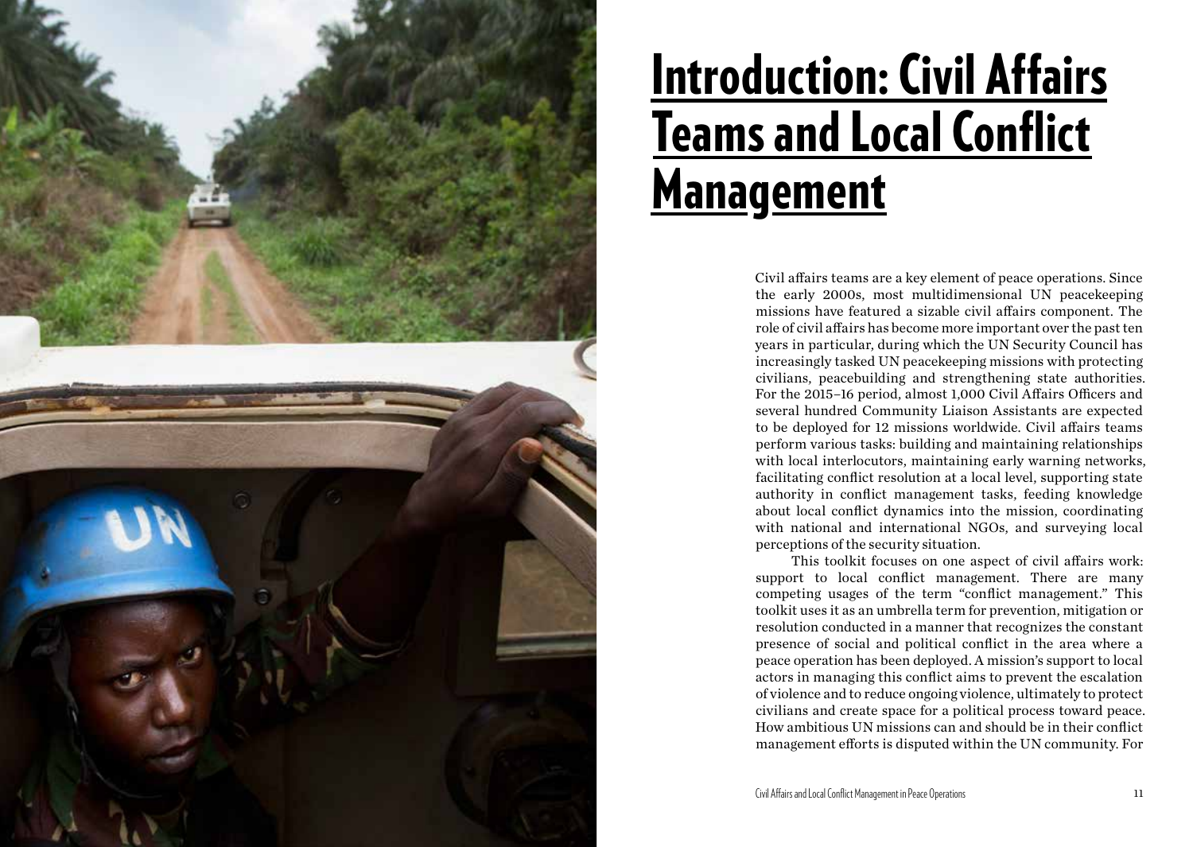# Introduction: Civil Affairs Teams and Local Conflict Management

Civil affairs teams are a key element of peace operations. Since the early 2000s, most multidimensional UN peacekeeping missions have featured a sizable civil affairs component. The role of civil affairs has become more important over the past ten years in particular, during which the UN Security Council has increasingly tasked UN peacekeeping missions with protecting civilians, peacebuilding and strengthening state authorities. For the 2015–16 period, almost 1,000 Civil Affairs Officers and several hundred Community Liaison Assistants are expected to be deployed for 12 missions worldwide. Civil affairs teams perform various tasks: building and maintaining relationships with local interlocutors, maintaining early warning networks, facilitating conflict resolution at a local level, supporting state authority in conflict management tasks, feeding knowledge about local conflict dynamics into the mission, coordinating with national and international NGOs, and surveying local perceptions of the security situation.

This toolkit focuses on one aspect of civil affairs work: support to local conflict management. There are many competing usages of the term "conflict management." This toolkit uses it as an umbrella term for prevention, mitigation or resolution conducted in a manner that recognizes the constant presence of social and political conflict in the area where a peace operation has been deployed. A mission's support to local actors in managing this conflict aims to prevent the escalation of violence and to reduce ongoing violence, ultimately to protect civilians and create space for a political process toward peace. How ambitious UN missions can and should be in their conflict management efforts is disputed within the UN community. For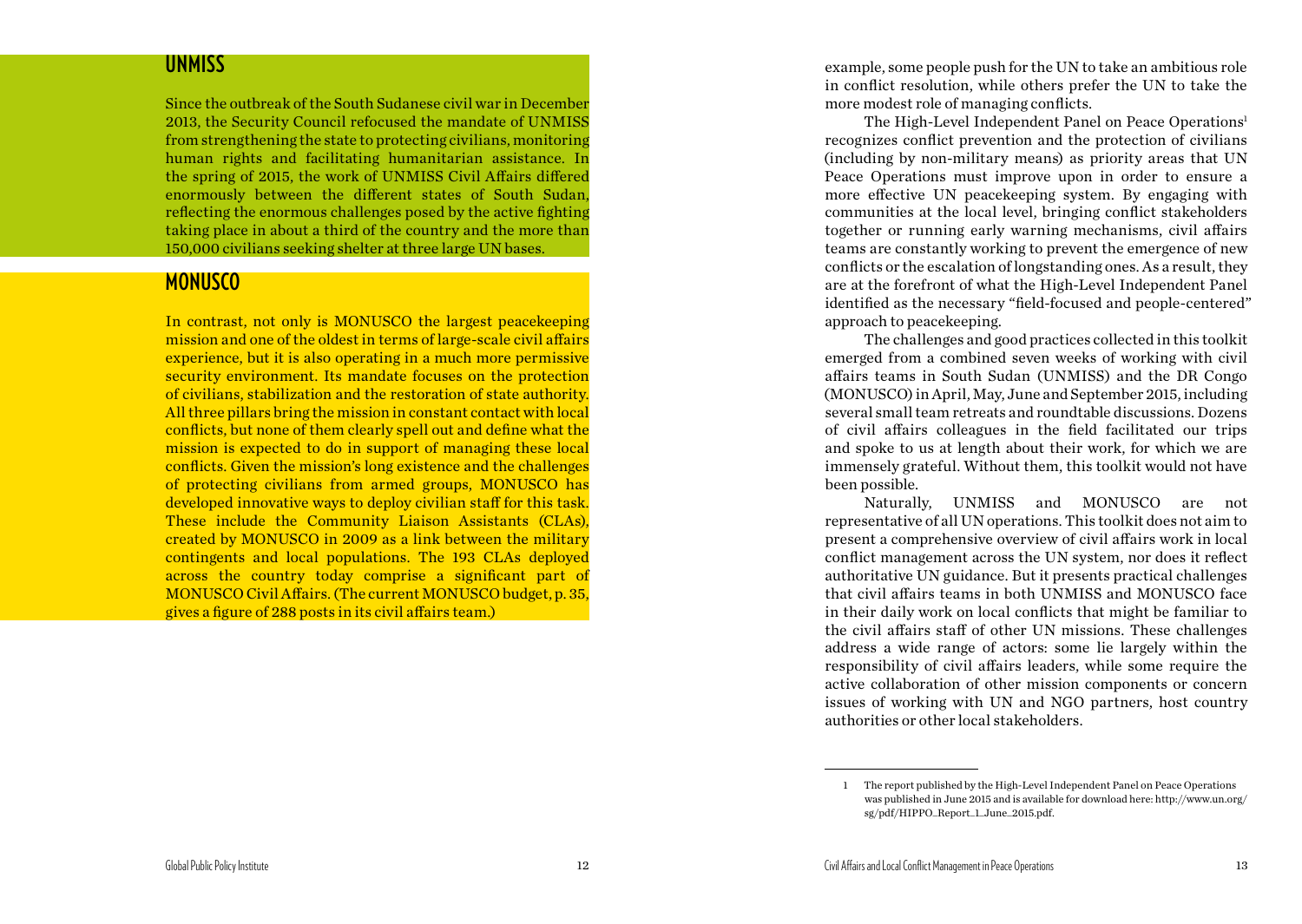## UNMISS

Since the outbreak of the South Sudanese civil war in December 2013, the Security Council refocused the mandate of UNMISS from strengthening the state to protecting civilians, monitoring human rights and facilitating humanitarian assistance. In the spring of 2015, the work of UNMISS Civil Affairs differed enormously between the different states of South Sudan, reflecting the enormous challenges posed by the active fighting taking place in about a third of the country and the more than 150,000 civilians seeking shelter at three large UN bases.

## MONUSCO

In contrast, not only is MONUSCO the largest peacekeeping mission and one of the oldest in terms of large-scale civil affairs experience, but it is also operating in a much more permissive security environment. Its mandate focuses on the protection of civilians, stabilization and the restoration of state authority. All three pillars bring the mission in constant contact with local conflicts, but none of them clearly spell out and define what the mission is expected to do in support of managing these local conflicts. Given the mission's long existence and the challenges of protecting civilians from armed groups, MONUSCO has developed innovative ways to deploy civilian staff for this task. These include the Community Liaison Assistants (CLAs), created by MONUSCO in 2009 as a link between the military contingents and local populations. The 193 CLAs deployed across the country today comprise a significant part of MONUSCO Civil Affairs. (The current MONUSCO budget, p. 35, gives a figure of 288 posts in its civil affairs team.)

example, some people push for the UN to take an ambitious role in conflict resolution, while others prefer the UN to take the more modest role of managing conflicts.

The High-Level Independent Panel on Peace Operations[1] recognizes conflict prevention and the protection of civilians (including by non-military means) as priority areas that UN Peace Operations must improve upon in order to ensure a more effective UN peacekeeping system. By engaging with communities at the local level, bringing conflict stakeholders together or running early warning mechanisms, civil affairs teams are constantly working to prevent the emergence of new conflicts or the escalation of longstanding ones. As a result, they are at the forefront of what the High-Level Independent Panel identified as the necessary "field-focused and people-centered" approach to peacekeeping.

The challenges and good practices collected in this toolkit emerged from a combined seven weeks of working with civil affairs teams in South Sudan (UNMISS) and the DR Congo (MONUSCO) in April, May, June and September 2015, including several small team retreats and roundtable discussions. Dozens of civil affairs colleagues in the field facilitated our trips and spoke to us at length about their work, for which we are immensely grateful. Without them, this toolkit would not have been possible.

Naturally, UNMISS and MONUSCO are not representative of all UN operations. This toolkit does not aim to present a comprehensive overview of civil affairs work in local conflict management across the UN system, nor does it reflect authoritative UN guidance. But it presents practical challenges that civil affairs teams in both UNMISS and MONUSCO face in their daily work on local conflicts that might be familiar to the civil affairs staff of other UN missions. These challenges address a wide range of actors: some lie largely within the responsibility of civil affairs leaders, while some require the active collaboration of other mission components or concern issues of working with UN and NGO partners, host country authorities or other local stakeholders.

1 The report published by the High-Level Independent Panel on Peace Operations was published in June 2015 and is available for download here: http://www.un.org/sg/pdf/HIPPO_Report_1_June_2015.pdf.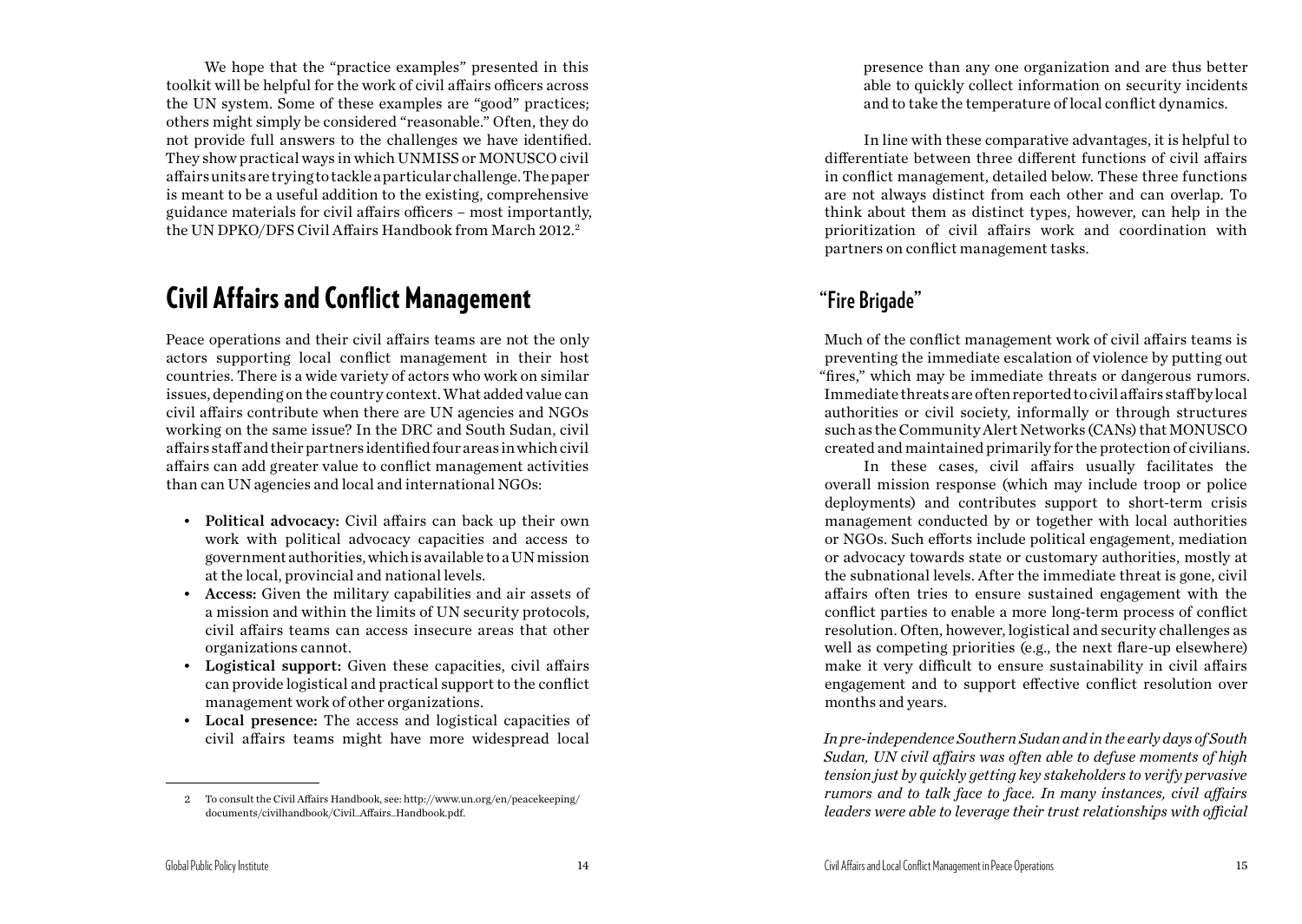We hope that the "practice examples" presented in this toolkit will be helpful for the work of civil affairs officers across the UN system. Some of these examples are "good" practices; others might simply be considered "reasonable." Often, they do not provide full answers to the challenges we have identified. They show practical ways in which UNMISS or MONUSCO civil affairs units are trying to tackle a particular challenge. The paper is meant to be a useful addition to the existing, comprehensive guidance materials for civil affairs officers – most importantly, the UN DPKO/DFS Civil Affairs Handbook from March 2012.[2]

## Civil Affairs and Conflict Management

Peace operations and their civil affairs teams are not the only actors supporting local conflict management in their host countries. There is a wide variety of actors who work on similar issues, depending on the country context. What added value can civil affairs contribute when there are UN agencies and NGOs working on the same issue? In the DRC and South Sudan, civil affairs staff and their partners identified four areas in which civil affairs can add greater value to conflict management activities than can UN agencies and local and international NGOs:

- **Political advocacy:** Civil affairs can back up their own work with political advocacy capacities and access to government authorities, which is available to a UN mission at the local, provincial and national levels.
- **Access:** Given the military capabilities and air assets of a mission and within the limits of UN security protocols, civil affairs teams can access insecure areas that other organizations cannot.
- **Logistical support:** Given these capacities, civil affairs can provide logistical and practical support to the conflict management work of other organizations.
- **Local presence:** The access and logistical capacities of civil affairs teams might have more widespread local presence than any one organization and are thus better able to quickly collect information on security incidents and to take the temperature of local conflict dynamics.

In line with these comparative advantages, it is helpful to differentiate between three different functions of civil affairs in conflict management, detailed below. These three functions are not always distinct from each other and can overlap. To think about them as distinct types, however, can help in the prioritization of civil affairs work and coordination with partners on conflict management tasks.

### "Fire Brigade"

Much of the conflict management work of civil affairs teams is preventing the immediate escalation of violence by putting out "fires," which may be immediate threats or dangerous rumors. Immediate threats are often reported to civil affairs staff by local authorities or civil society, informally or through structures such as the Community Alert Networks (CANs) that MONUSCO created and maintained primarily for the protection of civilians.

In these cases, civil affairs usually facilitates the overall mission response (which may include troop or police deployments) and contributes support to short-term crisis management conducted by or together with local authorities or NGOs. Such efforts include political engagement, mediation or advocacy towards state or customary authorities, mostly at the subnational levels. After the immediate threat is gone, civil affairs often tries to ensure sustained engagement with the conflict parties to enable a more long-term process of conflict resolution. Often, however, logistical and security challenges as well as competing priorities (e.g., the next flare-up elsewhere) make it very difficult to ensure sustainability in civil affairs engagement and to support effective conflict resolution over months and years.

*In pre-independence Southern Sudan and in the early days of South Sudan, UN civil affairs was often able to defuse moments of high tension just by quickly getting key stakeholders to verify pervasive rumors and to talk face to face. In many instances, civil affairs leaders were able to leverage their trust relationships with official*

---

[2] To consult the Civil Affairs Handbook, see: http://www.un.org/en/peacekeeping/documents/civilhandbook/Civil_Affairs_Handbook.pdf.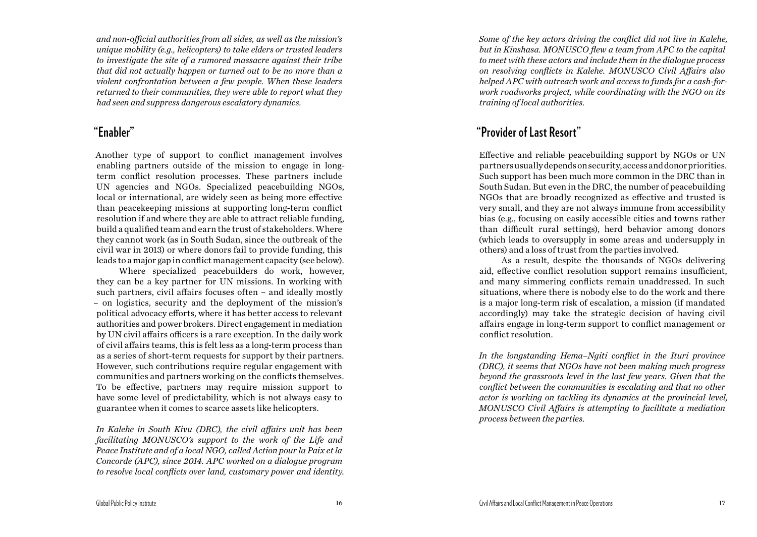*and non-official authorities from all sides, as well as the mission's unique mobility (e.g., helicopters) to take elders or trusted leaders to investigate the site of a rumored massacre against their tribe that did not actually happen or turned out to be no more than a violent confrontation between a few people. When these leaders returned to their communities, they were able to report what they had seen and suppress dangerous escalatory dynamics.*

## "Enabler"

Another type of support to conflict management involves enabling partners outside of the mission to engage in long-term conflict resolution processes. These partners include UN agencies and NGOs. Specialized peacebuilding NGOs, local or international, are widely seen as being more effective than peacekeeping missions at supporting long-term conflict resolution if and where they are able to attract reliable funding, build a qualified team and earn the trust of stakeholders. Where they cannot work (as in South Sudan, since the outbreak of the civil war in 2013) or where donors fail to provide funding, this leads to a major gap in conflict management capacity (see below).

Where specialized peacebuilders do work, however, they can be a key partner for UN missions. In working with such partners, civil affairs focuses often – and ideally mostly – on logistics, security and the deployment of the mission's political advocacy efforts, where it has better access to relevant authorities and power brokers. Direct engagement in mediation by UN civil affairs officers is a rare exception. In the daily work of civil affairs teams, this is felt less as a long-term process than as a series of short-term requests for support by their partners. However, such contributions require regular engagement with communities and partners working on the conflicts themselves. To be effective, partners may require mission support to have some level of predictability, which is not always easy to guarantee when it comes to scarce assets like helicopters.

*In Kalehe in South Kivu (DRC), the civil affairs unit has been facilitating MONUSCO's support to the work of the Life and Peace Institute and of a local NGO, called Action pour la Paix et la Concorde (APC), since 2014. APC worked on a dialogue program to resolve local conflicts over land, customary power and identity. Some of the key actors driving the conflict did not live in Kalehe, but in Kinshasa. MONUSCO flew a team from APC to the capital to meet with these actors and include them in the dialogue process on resolving conflicts in Kalehe. MONUSCO Civil Affairs also helped APC with outreach work and access to funds for a cash-for-work roadworks project, while coordinating with the NGO on its training of local authorities.*

## "Provider of Last Resort"

Effective and reliable peacebuilding support by NGOs or UN partners usually depends on security, access and donor priorities. Such support has been much more common in the DRC than in South Sudan. But even in the DRC, the number of peacebuilding NGOs that are broadly recognized as effective and trusted is very small, and they are not always immune from accessibility bias (e.g., focusing on easily accessible cities and towns rather than difficult rural settings), herd behavior among donors (which leads to oversupply in some areas and undersupply in others) and a loss of trust from the parties involved.

As a result, despite the thousands of NGOs delivering aid, effective conflict resolution support remains insufficient, and many simmering conflicts remain unaddressed. In such situations, where there is nobody else to do the work and there is a major long-term risk of escalation, a mission (if mandated accordingly) may take the strategic decision of having civil affairs engage in long-term support to conflict management or conflict resolution.

*In the longstanding Hema–Ngiti conflict in the Ituri province (DRC), it seems that NGOs have not been making much progress beyond the grassroots level in the last few years. Given that the conflict between the communities is escalating and that no other actor is working on tackling its dynamics at the provincial level, MONUSCO Civil Affairs is attempting to facilitate a mediation process between the parties.*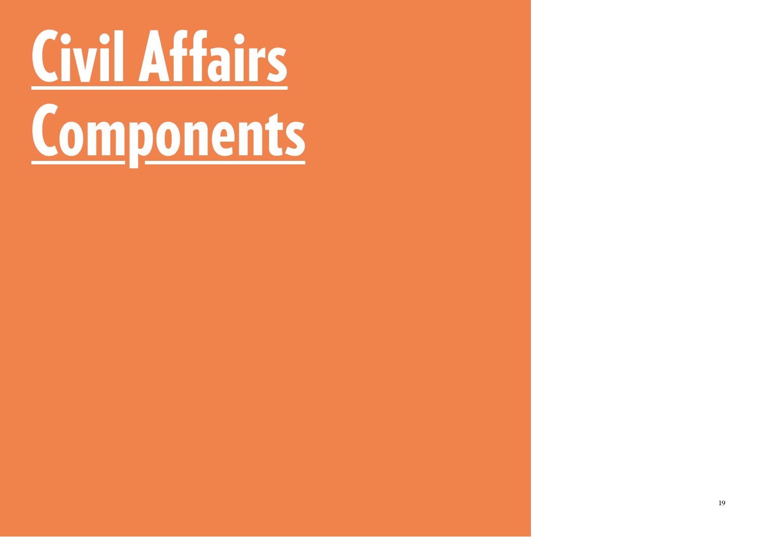# Civil Affairs Components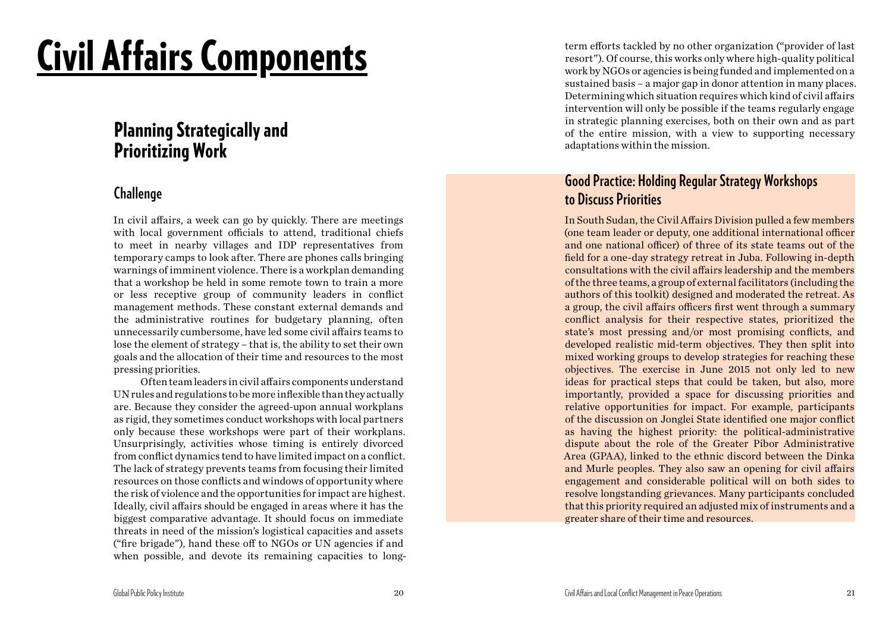# Civil Affairs Components

## Planning Strategically and Prioritizing Work

### Challenge

In civil affairs, a week can go by quickly. There are meetings with local government officials to attend, traditional chiefs to meet in nearby villages and IDP representatives from temporary camps to look after. There are phones calls bringing warnings of imminent violence. There is a workplan demanding that a workshop be held in some remote town to train a more or less receptive group of community leaders in conflict management methods. These constant external demands and the administrative routines for budgetary planning, often unnecessarily cumbersome, have led some civil affairs teams to lose the element of strategy – that is, the ability to set their own goals and the allocation of their time and resources to the most pressing priorities.

Often team leaders in civil affairs components understand UN rules and regulations to be more inflexible than they actually are. Because they consider the agreed-upon annual workplans as rigid, they sometimes conduct workshops with local partners only because these workshops were part of their workplans. Unsurprisingly, activities whose timing is entirely divorced from conflict dynamics tend to have limited impact on a conflict. The lack of strategy prevents teams from focusing their limited resources on those conflicts and windows of opportunity where the risk of violence and the opportunities for impact are highest. Ideally, civil affairs should be engaged in areas where it has the biggest comparative advantage. It should focus on immediate threats in need of the mission's logistical capacities and assets ("fire brigade"), hand these off to NGOs or UN agencies if and when possible, and devote its remaining capacities to long-term efforts tackled by no other organization ("provider of last resort"). Of course, this works only where high-quality political work by NGOs or agencies is being funded and implemented on a sustained basis – a major gap in donor attention in many places. Determining which situation requires which kind of civil affairs intervention will only be possible if the teams regularly engage in strategic planning exercises, both on their own and as part of the entire mission, with a view to supporting necessary adaptations within the mission.

### Good Practice: Holding Regular Strategy Workshops to Discuss Priorities

In South Sudan, the Civil Affairs Division pulled a few members (one team leader or deputy, one additional international officer and one national officer) of three of its state teams out of the field for a one-day strategy retreat in Juba. Following in-depth consultations with the civil affairs leadership and the members of the three teams, a group of external facilitators (including the authors of this toolkit) designed and moderated the retreat. As a group, the civil affairs officers first went through a summary conflict analysis for their respective states, prioritized the state's most pressing and/or most promising conflicts, and developed realistic mid-term objectives. They then split into mixed working groups to develop strategies for reaching these objectives. The exercise in June 2015 not only led to new ideas for practical steps that could be taken, but also, more importantly, provided a space for discussing priorities and relative opportunities for impact. For example, participants of the discussion on Jonglei State identified one major conflict as having the highest priority: the political-administrative dispute about the role of the Greater Pibor Administrative Area (GPAA), linked to the ethnic discord between the Dinka and Murle peoples. They also saw an opening for civil affairs engagement and considerable political will on both sides to resolve longstanding grievances. Many participants concluded that this priority required an adjusted mix of instruments and a greater share of their time and resources.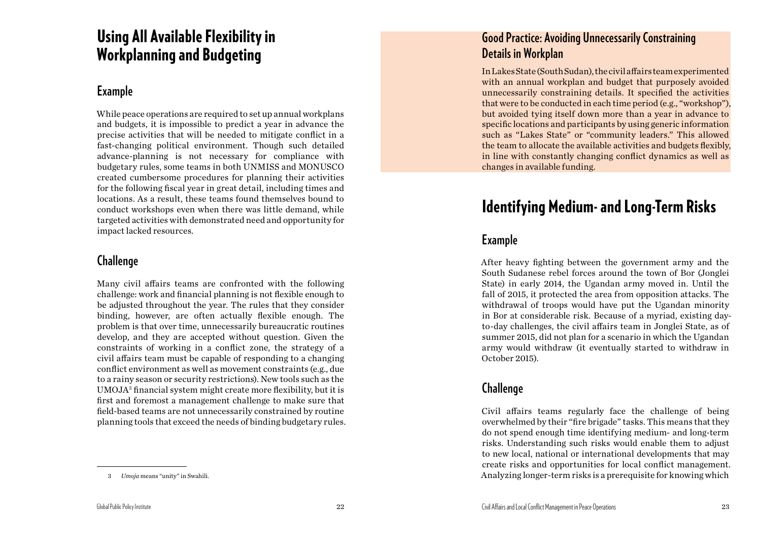# Using All Available Flexibility in Workplanning and Budgeting

## Example

While peace operations are required to set up annual workplans and budgets, it is impossible to predict a year in advance the precise activities that will be needed to mitigate conflict in a fast-changing political environment. Though such detailed advance-planning is not necessary for compliance with budgetary rules, some teams in both UNMISS and MONUSCO created cumbersome procedures for planning their activities for the following fiscal year in great detail, including times and locations. As a result, these teams found themselves bound to conduct workshops even when there was little demand, while targeted activities with demonstrated need and opportunity for impact lacked resources.

## Challenge

Many civil affairs teams are confronted with the following challenge: work and financial planning is not flexible enough to be adjusted throughout the year. The rules that they consider binding, however, are often actually flexible enough. The problem is that over time, unnecessarily bureaucratic routines develop, and they are accepted without question. Given the constraints of working in a conflict zone, the strategy of a civil affairs team must be capable of responding to a changing conflict environment as well as movement constraints (e.g., due to a rainy season or security restrictions). New tools such as the UMOJA[3] financial system might create more flexibility, but it is first and foremost a management challenge to make sure that field-based teams are not unnecessarily constrained by routine planning tools that exceed the needs of binding budgetary rules.

3 *Umoja* means "unity" in Swahili.

### Good Practice: Avoiding Unnecessarily Constraining Details in Workplan

In Lakes State (South Sudan), the civil affairs team experimented with an annual workplan and budget that purposely avoided unnecessarily constraining details. It specified the activities that were to be conducted in each time period (e.g., "workshop"), but avoided tying itself down more than a year in advance to specific locations and participants by using generic information such as "Lakes State" or "community leaders." This allowed the team to allocate the available activities and budgets flexibly, in line with constantly changing conflict dynamics as well as changes in available funding.

# Identifying Medium- and Long-Term Risks

## Example

After heavy fighting between the government army and the South Sudanese rebel forces around the town of Bor (Jonglei State) in early 2014, the Ugandan army moved in. Until the fall of 2015, it protected the area from opposition attacks. The withdrawal of troops would have put the Ugandan minority in Bor at considerable risk. Because of a myriad, existing day-to-day challenges, the civil affairs team in Jonglei State, as of summer 2015, did not plan for a scenario in which the Ugandan army would withdraw (it eventually started to withdraw in October 2015).

## Challenge

Civil affairs teams regularly face the challenge of being overwhelmed by their "fire brigade" tasks. This means that they do not spend enough time identifying medium- and long-term risks. Understanding such risks would enable them to adjust to new local, national or international developments that may create risks and opportunities for local conflict management. Analyzing longer-term risks is a prerequisite for knowing which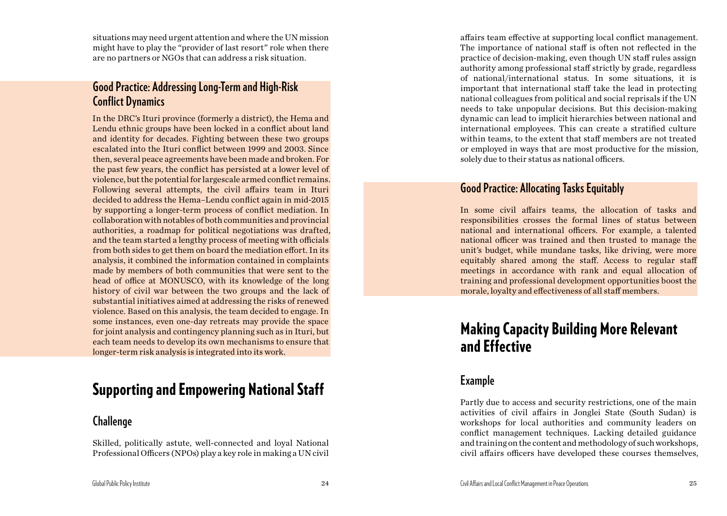situations may need urgent attention and where the UN mission might have to play the "provider of last resort" role when there are no partners or NGOs that can address a risk situation.

### Good Practice: Addressing Long-Term and High-Risk Conflict Dynamics

In the DRC's Ituri province (formerly a district), the Hema and Lendu ethnic groups have been locked in a conflict about land and identity for decades. Fighting between these two groups escalated into the Ituri conflict between 1999 and 2003. Since then, several peace agreements have been made and broken. For the past few years, the conflict has persisted at a lower level of violence, but the potential for largescale armed conflict remains. Following several attempts, the civil affairs team in Ituri decided to address the Hema–Lendu conflict again in mid-2015 by supporting a longer-term process of conflict mediation. In collaboration with notables of both communities and provincial authorities, a roadmap for political negotiations was drafted, and the team started a lengthy process of meeting with officials from both sides to get them on board the mediation effort. In its analysis, it combined the information contained in complaints made by members of both communities that were sent to the head of office at MONUSCO, with its knowledge of the long history of civil war between the two groups and the lack of substantial initiatives aimed at addressing the risks of renewed violence. Based on this analysis, the team decided to engage. In some instances, even one-day retreats may provide the space for joint analysis and contingency planning such as in Ituri, but each team needs to develop its own mechanisms to ensure that longer-term risk analysis is integrated into its work.

## Supporting and Empowering National Staff

### Challenge

Skilled, politically astute, well-connected and loyal National Professional Officers (NPOs) play a key role in making a UN civil affairs team effective at supporting local conflict management. The importance of national staff is often not reflected in the practice of decision-making, even though UN staff rules assign authority among professional staff strictly by grade, regardless of national/international status. In some situations, it is important that international staff take the lead in protecting national colleagues from political and social reprisals if the UN needs to take unpopular decisions. But this decision-making dynamic can lead to implicit hierarchies between national and international employees. This can create a stratified culture within teams, to the extent that staff members are not treated or employed in ways that are most productive for the mission, solely due to their status as national officers.

### Good Practice: Allocating Tasks Equitably

In some civil affairs teams, the allocation of tasks and responsibilities crosses the formal lines of status between national and international officers. For example, a talented national officer was trained and then trusted to manage the unit's budget, while mundane tasks, like driving, were more equitably shared among the staff. Access to regular staff meetings in accordance with rank and equal allocation of training and professional development opportunities boost the morale, loyalty and effectiveness of all staff members.

## Making Capacity Building More Relevant and Effective

### Example

Partly due to access and security restrictions, one of the main activities of civil affairs in Jonglei State (South Sudan) is workshops for local authorities and community leaders on conflict management techniques. Lacking detailed guidance and training on the content and methodology of such workshops, civil affairs officers have developed these courses themselves,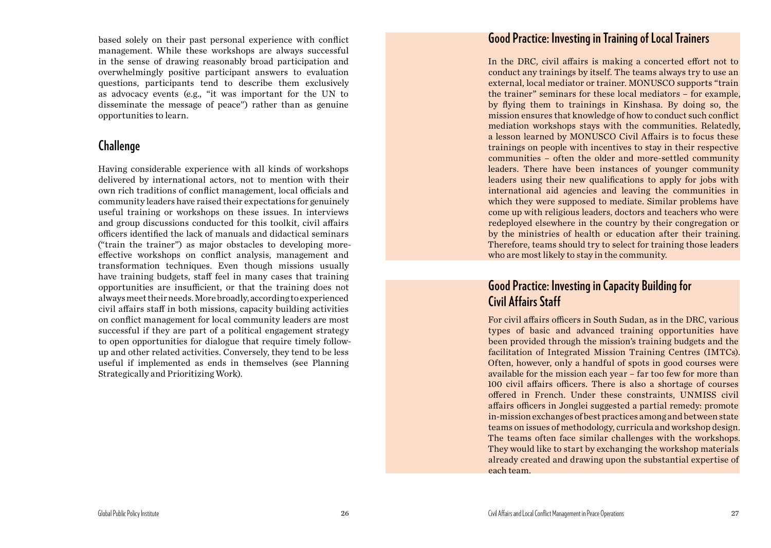based solely on their past personal experience with conflict management. While these workshops are always successful in the sense of drawing reasonably broad participation and overwhelmingly positive participant answers to evaluation questions, participants tend to describe them exclusively as advocacy events (e.g., "it was important for the UN to disseminate the message of peace") rather than as genuine opportunities to learn.

## Challenge

Having considerable experience with all kinds of workshops delivered by international actors, not to mention with their own rich traditions of conflict management, local officials and community leaders have raised their expectations for genuinely useful training or workshops on these issues. In interviews and group discussions conducted for this toolkit, civil affairs officers identified the lack of manuals and didactical seminars ("train the trainer") as major obstacles to developing more-effective workshops on conflict analysis, management and transformation techniques. Even though missions usually have training budgets, staff feel in many cases that training opportunities are insufficient, or that the training does not always meet their needs. More broadly, according to experienced civil affairs staff in both missions, capacity building activities on conflict management for local community leaders are most successful if they are part of a political engagement strategy to open opportunities for dialogue that require timely follow-up and other related activities. Conversely, they tend to be less useful if implemented as ends in themselves (see Planning Strategically and Prioritizing Work).

## Good Practice: Investing in Training of Local Trainers

In the DRC, civil affairs is making a concerted effort not to conduct any trainings by itself. The teams always try to use an external, local mediator or trainer. MONUSCO supports "train the trainer" seminars for these local mediators – for example, by flying them to trainings in Kinshasa. By doing so, the mission ensures that knowledge of how to conduct such conflict mediation workshops stays with the communities. Relatedly, a lesson learned by MONUSCO Civil Affairs is to focus these trainings on people with incentives to stay in their respective communities – often the older and more-settled community leaders. There have been instances of younger community leaders using their new qualifications to apply for jobs with international aid agencies and leaving the communities in which they were supposed to mediate. Similar problems have come up with religious leaders, doctors and teachers who were redeployed elsewhere in the country by their congregation or by the ministries of health or education after their training. Therefore, teams should try to select for training those leaders who are most likely to stay in the community.

## Good Practice: Investing in Capacity Building for Civil Affairs Staff

For civil affairs officers in South Sudan, as in the DRC, various types of basic and advanced training opportunities have been provided through the mission's training budgets and the facilitation of Integrated Mission Training Centres (IMTCs). Often, however, only a handful of spots in good courses were available for the mission each year – far too few for more than 100 civil affairs officers. There is also a shortage of courses offered in French. Under these constraints, UNMISS civil affairs officers in Jonglei suggested a partial remedy: promote in-mission exchanges of best practices among and between state teams on issues of methodology, curricula and workshop design. The teams often face similar challenges with the workshops. They would like to start by exchanging the workshop materials already created and drawing upon the substantial expertise of each team.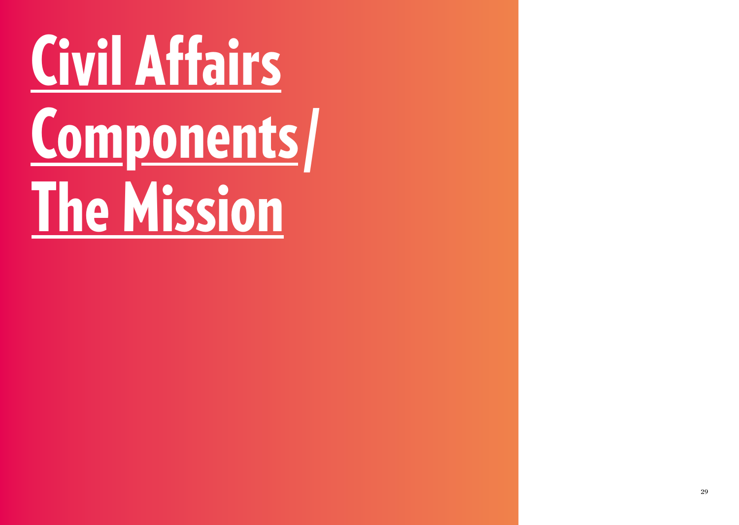# Civil Affairs Components / The Mission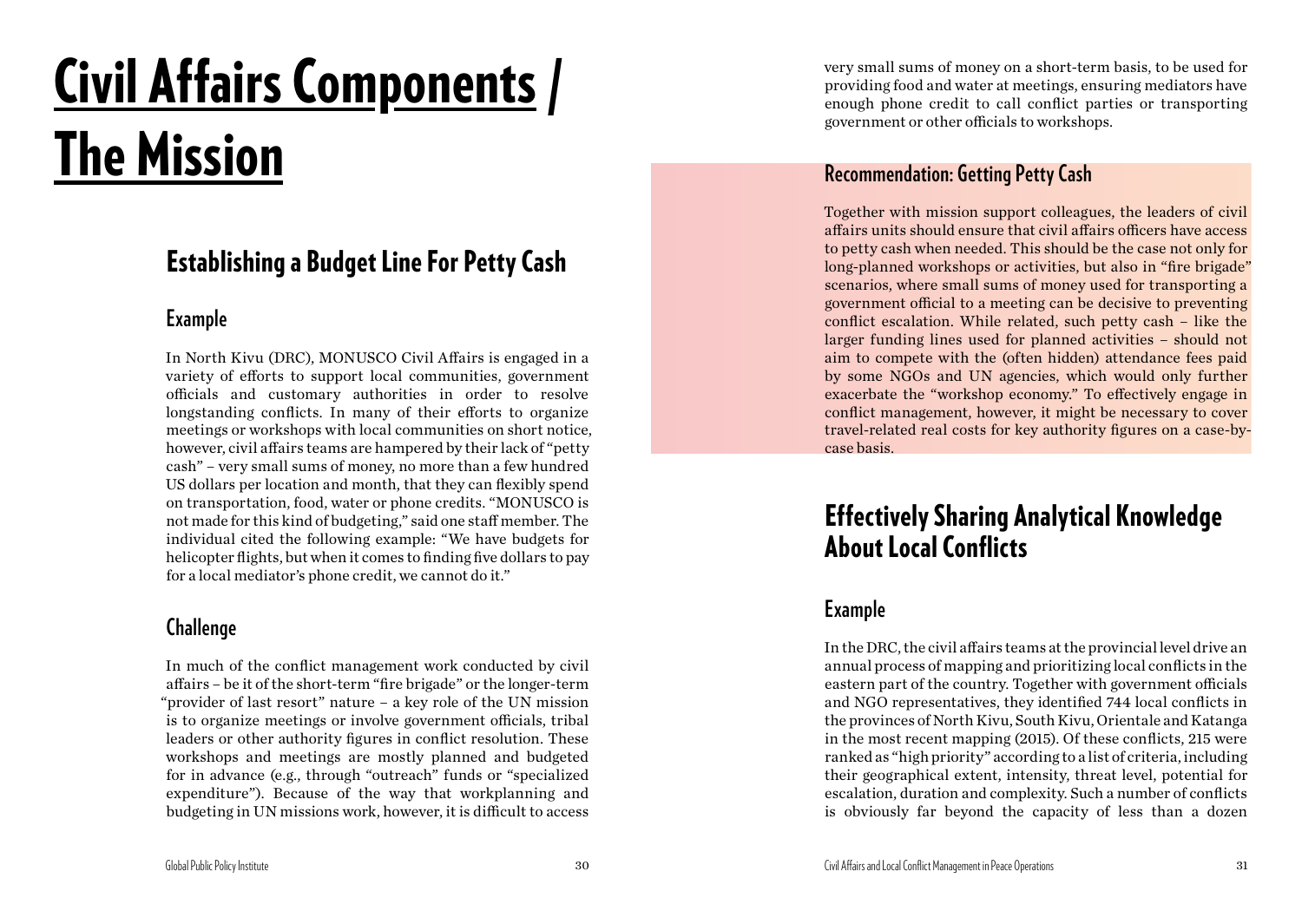# Civil Affairs Components / The Mission

## Establishing a Budget Line For Petty Cash

### Example

In North Kivu (DRC), MONUSCO Civil Affairs is engaged in a variety of efforts to support local communities, government officials and customary authorities in order to resolve longstanding conflicts. In many of their efforts to organize meetings or workshops with local communities on short notice, however, civil affairs teams are hampered by their lack of "petty cash" – very small sums of money, no more than a few hundred US dollars per location and month, that they can flexibly spend on transportation, food, water or phone credits. "MONUSCO is not made for this kind of budgeting," said one staff member. The individual cited the following example: "We have budgets for helicopter flights, but when it comes to finding five dollars to pay for a local mediator's phone credit, we cannot do it."

### Challenge

In much of the conflict management work conducted by civil affairs – be it of the short-term "fire brigade" or the longer-term "provider of last resort" nature – a key role of the UN mission is to organize meetings or involve government officials, tribal leaders or other authority figures in conflict resolution. These workshops and meetings are mostly planned and budgeted for in advance (e.g., through "outreach" funds or "specialized expenditure"). Because of the way that workplanning and budgeting in UN missions work, however, it is difficult to access very small sums of money on a short-term basis, to be used for providing food and water at meetings, ensuring mediators have enough phone credit to call conflict parties or transporting government or other officials to workshops.

### Recommendation: Getting Petty Cash

Together with mission support colleagues, the leaders of civil affairs units should ensure that civil affairs officers have access to petty cash when needed. This should be the case not only for long-planned workshops or activities, but also in "fire brigade" scenarios, where small sums of money used for transporting a government official to a meeting can be decisive to preventing conflict escalation. While related, such petty cash – like the larger funding lines used for planned activities – should not aim to compete with the (often hidden) attendance fees paid by some NGOs and UN agencies, which would only further exacerbate the "workshop economy." To effectively engage in conflict management, however, it might be necessary to cover travel-related real costs for key authority figures on a case-by-case basis.

## Effectively Sharing Analytical Knowledge About Local Conflicts

### Example

In the DRC, the civil affairs teams at the provincial level drive an annual process of mapping and prioritizing local conflicts in the eastern part of the country. Together with government officials and NGO representatives, they identified 744 local conflicts in the provinces of North Kivu, South Kivu, Orientale and Katanga in the most recent mapping (2015). Of these conflicts, 215 were ranked as "high priority" according to a list of criteria, including their geographical extent, intensity, threat level, potential for escalation, duration and complexity. Such a number of conflicts is obviously far beyond the capacity of less than a dozen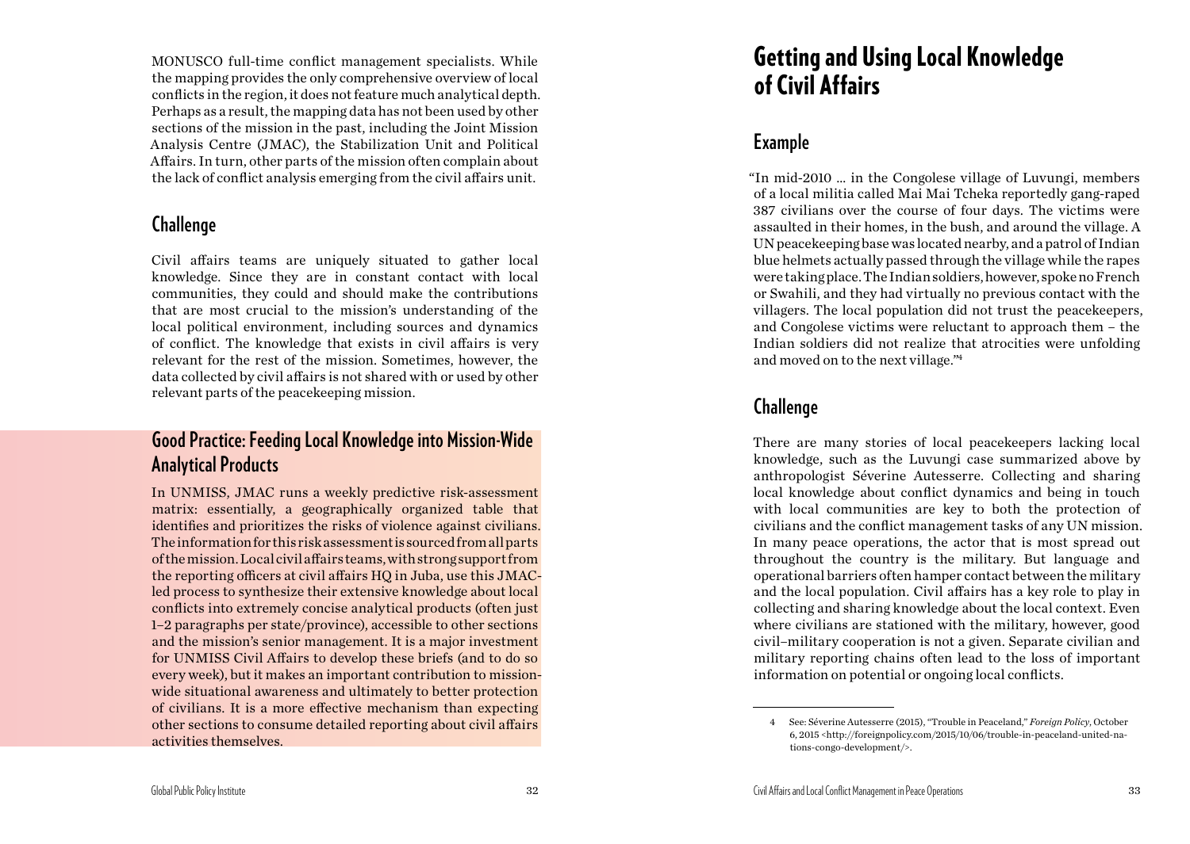MONUSCO full-time conflict management specialists. While the mapping provides the only comprehensive overview of local conflicts in the region, it does not feature much analytical depth. Perhaps as a result, the mapping data has not been used by other sections of the mission in the past, including the Joint Mission Analysis Centre (JMAC), the Stabilization Unit and Political Affairs. In turn, other parts of the mission often complain about the lack of conflict analysis emerging from the civil affairs unit.

## Challenge

Civil affairs teams are uniquely situated to gather local knowledge. Since they are in constant contact with local communities, they could and should make the contributions that are most crucial to the mission's understanding of the local political environment, including sources and dynamics of conflict. The knowledge that exists in civil affairs is very relevant for the rest of the mission. Sometimes, however, the data collected by civil affairs is not shared with or used by other relevant parts of the peacekeeping mission.

## Good Practice: Feeding Local Knowledge into Mission-Wide Analytical Products

In UNMISS, JMAC runs a weekly predictive risk-assessment matrix: essentially, a geographically organized table that identifies and prioritizes the risks of violence against civilians. The information for this risk assessment is sourced from all parts of the mission. Local civil affairs teams, with strong support from the reporting officers at civil affairs HQ in Juba, use this JMAC-led process to synthesize their extensive knowledge about local conflicts into extremely concise analytical products (often just 1–2 paragraphs per state/province), accessible to other sections and the mission's senior management. It is a major investment for UNMISS Civil Affairs to develop these briefs (and to do so every week), but it makes an important contribution to mission-wide situational awareness and ultimately to better protection of civilians. It is a more effective mechanism than expecting other sections to consume detailed reporting about civil affairs activities themselves.

# Getting and Using Local Knowledge of Civil Affairs

## Example

"In mid-2010 ... in the Congolese village of Luvungi, members of a local militia called Mai Mai Tcheka reportedly gang-raped 387 civilians over the course of four days. The victims were assaulted in their homes, in the bush, and around the village. A UN peacekeeping base was located nearby, and a patrol of Indian blue helmets actually passed through the village while the rapes were taking place. The Indian soldiers, however, spoke no French or Swahili, and they had virtually no previous contact with the villagers. The local population did not trust the peacekeepers, and Congolese victims were reluctant to approach them – the Indian soldiers did not realize that atrocities were unfolding and moved on to the next village."[4]

## Challenge

There are many stories of local peacekeepers lacking local knowledge, such as the Luvungi case summarized above by anthropologist Séverine Autesserre. Collecting and sharing local knowledge about conflict dynamics and being in touch with local communities are key to both the protection of civilians and the conflict management tasks of any UN mission. In many peace operations, the actor that is most spread out throughout the country is the military. But language and operational barriers often hamper contact between the military and the local population. Civil affairs has a key role to play in collecting and sharing knowledge about the local context. Even where civilians are stationed with the military, however, good civil–military cooperation is not a given. Separate civilian and military reporting chains often lead to the loss of important information on potential or ongoing local conflicts.

---

4 See: Séverine Autesserre (2015), "Trouble in Peaceland," *Foreign Policy*, October 6, 2015 <http://foreignpolicy.com/2015/10/06/trouble-in-peaceland-united-nations-congo-development/>.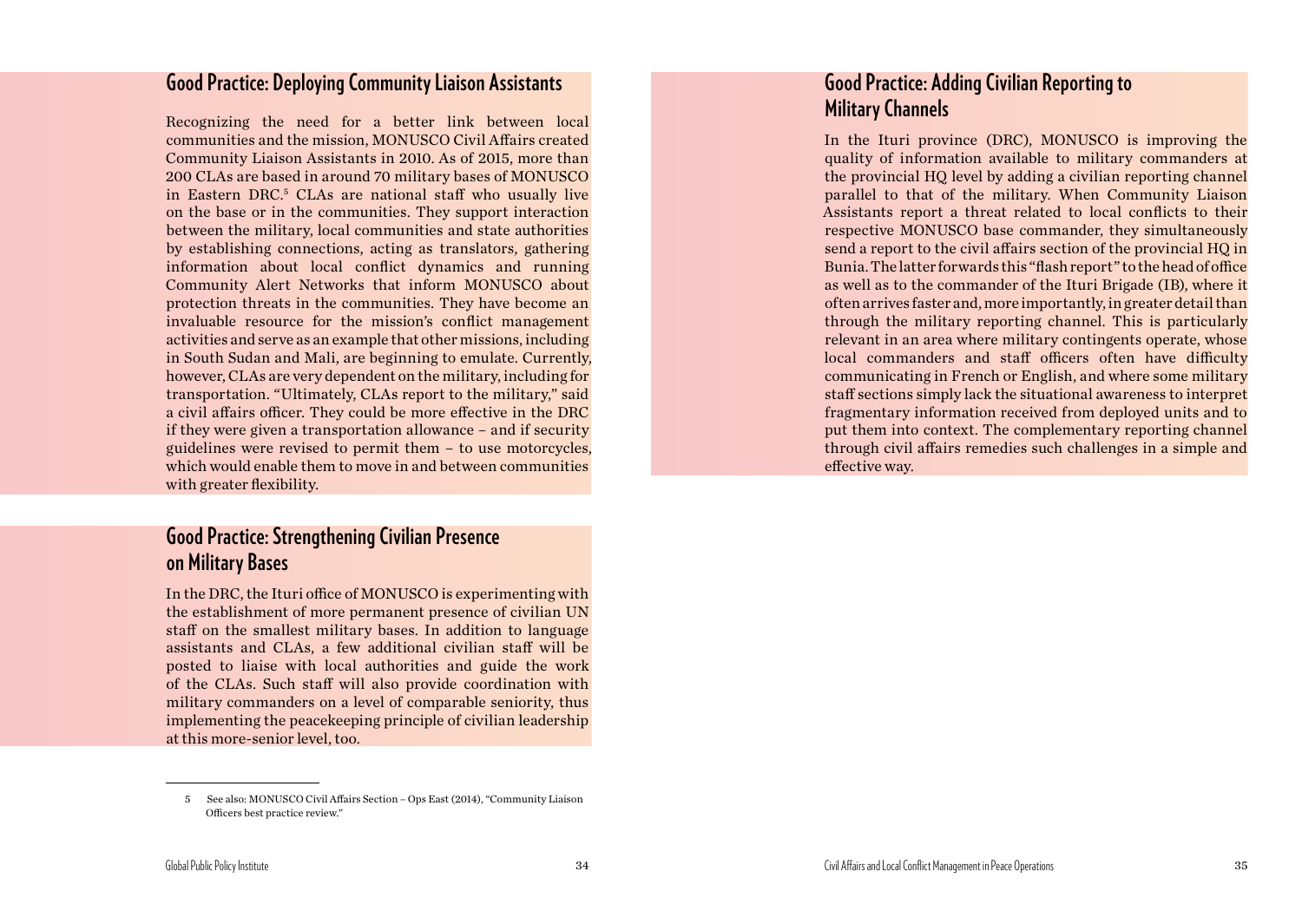## Good Practice: Deploying Community Liaison Assistants

Recognizing the need for a better link between local communities and the mission, MONUSCO Civil Affairs created Community Liaison Assistants in 2010. As of 2015, more than 200 CLAs are based in around 70 military bases of MONUSCO in Eastern DRC.[5] CLAs are national staff who usually live on the base or in the communities. They support interaction between the military, local communities and state authorities by establishing connections, acting as translators, gathering information about local conflict dynamics and running Community Alert Networks that inform MONUSCO about protection threats in the communities. They have become an invaluable resource for the mission's conflict management activities and serve as an example that other missions, including in South Sudan and Mali, are beginning to emulate. Currently, however, CLAs are very dependent on the military, including for transportation. "Ultimately, CLAs report to the military," said a civil affairs officer. They could be more effective in the DRC if they were given a transportation allowance – and if security guidelines were revised to permit them – to use motorcycles, which would enable them to move in and between communities with greater flexibility.

## Good Practice: Strengthening Civilian Presence on Military Bases

In the DRC, the Ituri office of MONUSCO is experimenting with the establishment of more permanent presence of civilian UN staff on the smallest military bases. In addition to language assistants and CLAs, a few additional civilian staff will be posted to liaise with local authorities and guide the work of the CLAs. Such staff will also provide coordination with military commanders on a level of comparable seniority, thus implementing the peacekeeping principle of civilian leadership at this more-senior level, too.

5 See also: MONUSCO Civil Affairs Section – Ops East (2014), "Community Liaison Officers best practice review."

## Good Practice: Adding Civilian Reporting to Military Channels

In the Ituri province (DRC), MONUSCO is improving the quality of information available to military commanders at the provincial HQ level by adding a civilian reporting channel parallel to that of the military. When Community Liaison Assistants report a threat related to local conflicts to their respective MONUSCO base commander, they simultaneously send a report to the civil affairs section of the provincial HQ in Bunia. The latter forwards this "flash report" to the head of office as well as to the commander of the Ituri Brigade (IB), where it often arrives faster and, more importantly, in greater detail than through the military reporting channel. This is particularly relevant in an area where military contingents operate, whose local commanders and staff officers often have difficulty communicating in French or English, and where some military staff sections simply lack the situational awareness to interpret fragmentary information received from deployed units and to put them into context. The complementary reporting channel through civil affairs remedies such challenges in a simple and effective way.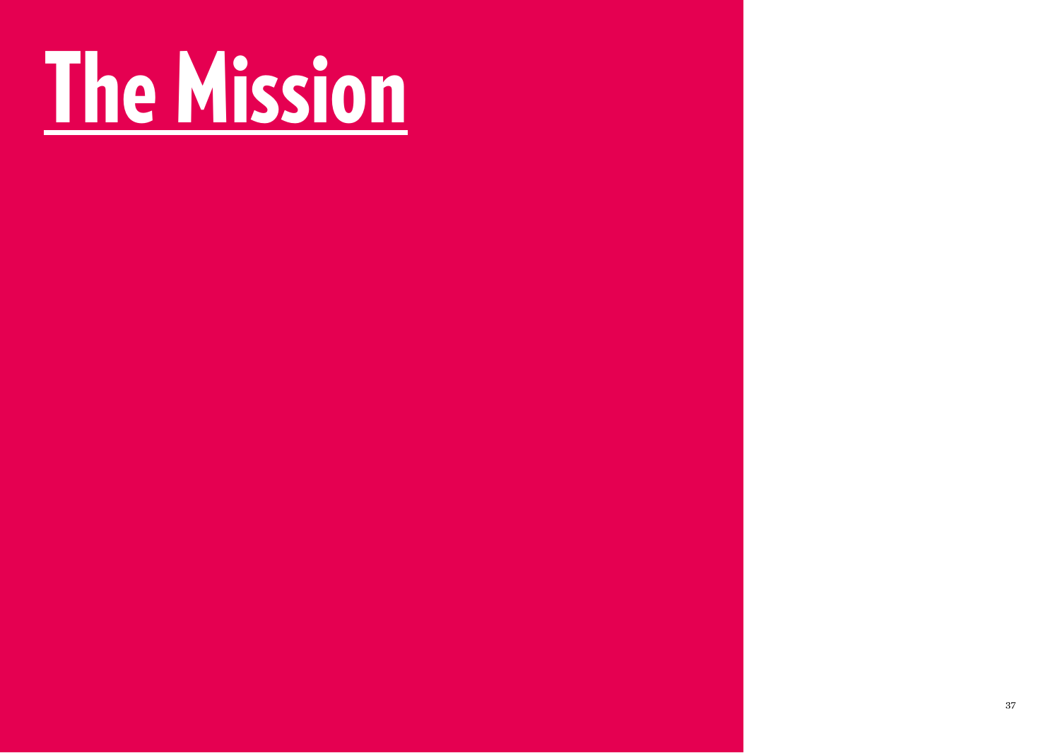# The Mission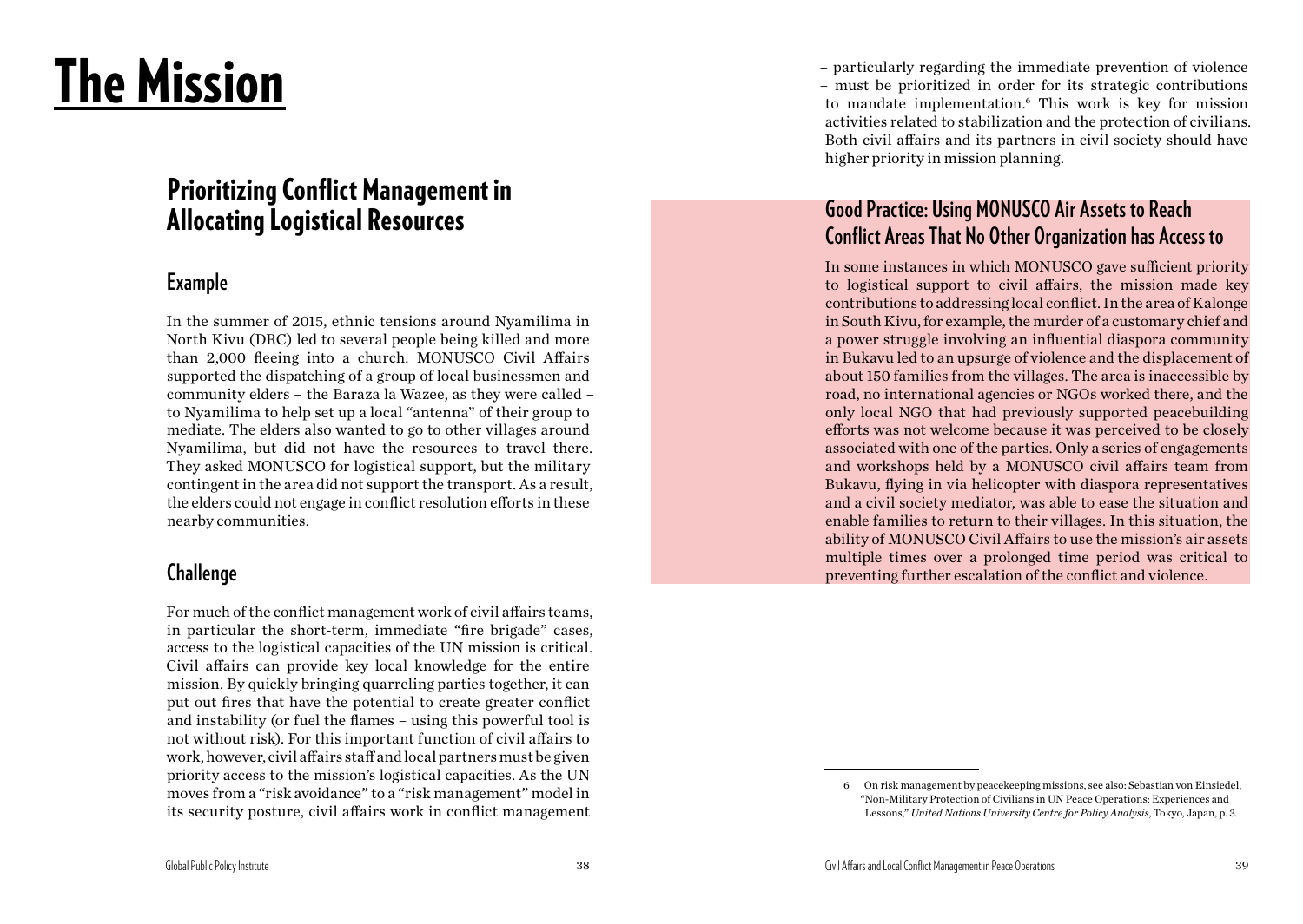# The Mission

## Prioritizing Conflict Management in Allocating Logistical Resources

### Example

In the summer of 2015, ethnic tensions around Nyamilima in North Kivu (DRC) led to several people being killed and more than 2,000 fleeing into a church. MONUSCO Civil Affairs supported the dispatching of a group of local businessmen and community elders – the Baraza la Wazee, as they were called – to Nyamilima to help set up a local "antenna" of their group to mediate. The elders also wanted to go to other villages around Nyamilima, but did not have the resources to travel there. They asked MONUSCO for logistical support, but the military contingent in the area did not support the transport. As a result, the elders could not engage in conflict resolution efforts in these nearby communities.

### Challenge

For much of the conflict management work of civil affairs teams, in particular the short-term, immediate "fire brigade" cases, access to the logistical capacities of the UN mission is critical. Civil affairs can provide key local knowledge for the entire mission. By quickly bringing quarreling parties together, it can put out fires that have the potential to create greater conflict and instability (or fuel the flames – using this powerful tool is not without risk). For this important function of civil affairs to work, however, civil affairs staff and local partners must be given priority access to the mission's logistical capacities. As the UN moves from a "risk avoidance" to a "risk management" model in its security posture, civil affairs work in conflict management – particularly regarding the immediate prevention of violence – must be prioritized in order for its strategic contributions to mandate implementation.[6] This work is key for mission activities related to stabilization and the protection of civilians. Both civil affairs and its partners in civil society should have higher priority in mission planning.

### Good Practice: Using MONUSCO Air Assets to Reach Conflict Areas That No Other Organization has Access to

In some instances in which MONUSCO gave sufficient priority to logistical support to civil affairs, the mission made key contributions to addressing local conflict. In the area of Kalonge in South Kivu, for example, the murder of a customary chief and a power struggle involving an influential diaspora community in Bukavu led to an upsurge of violence and the displacement of about 150 families from the villages. The area is inaccessible by road, no international agencies or NGOs worked there, and the only local NGO that had previously supported peacebuilding efforts was not welcome because it was perceived to be closely associated with one of the parties. Only a series of engagements and workshops held by a MONUSCO civil affairs team from Bukavu, flying in via helicopter with diaspora representatives and a civil society mediator, was able to ease the situation and enable families to return to their villages. In this situation, the ability of MONUSCO Civil Affairs to use the mission's air assets multiple times over a prolonged time period was critical to preventing further escalation of the conflict and violence.

---

6 On risk management by peacekeeping missions, see also: Sebastian von Einsiedel, "Non-Military Protection of Civilians in UN Peace Operations: Experiences and Lessons," *United Nations University Centre for Policy Analysis*, Tokyo, Japan, p. 3.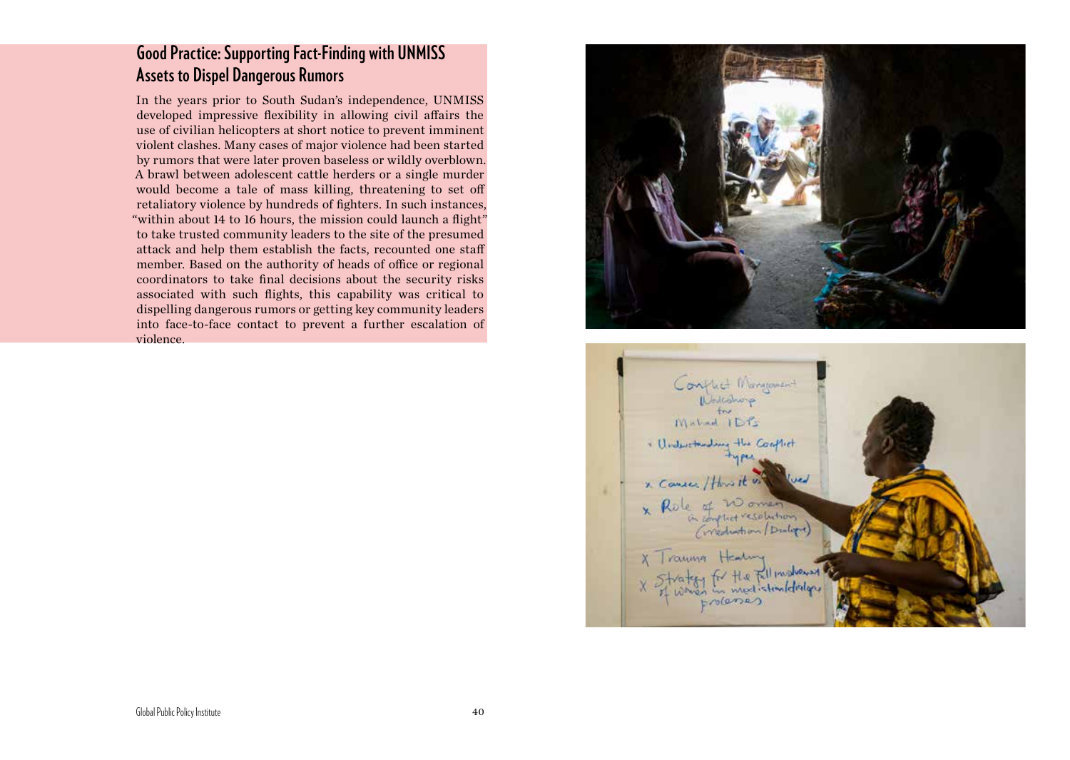## Good Practice: Supporting Fact-Finding with UNMISS Assets to Dispel Dangerous Rumors

In the years prior to South Sudan's independence, UNMISS developed impressive flexibility in allowing civil affairs the use of civilian helicopters at short notice to prevent imminent violent clashes. Many cases of major violence had been started by rumors that were later proven baseless or wildly overblown. A brawl between adolescent cattle herders or a single murder would become a tale of mass killing, threatening to set off retaliatory violence by hundreds of fighters. In such instances, "within about 14 to 16 hours, the mission could launch a flight" to take trusted community leaders to the site of the presumed attack and help them establish the facts, recounted one staff member. Based on the authority of heads of office or regional coordinators to take final decisions about the security risks associated with such flights, this capability was critical to dispelling dangerous rumors or getting key community leaders into face-to-face contact to prevent a further escalation of violence.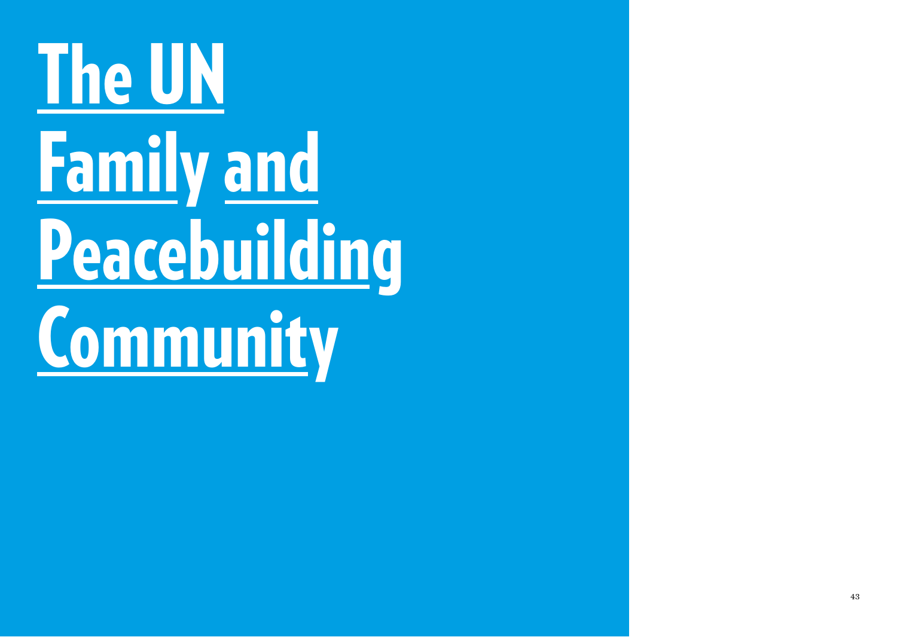# The UN Family and Peacebuilding Community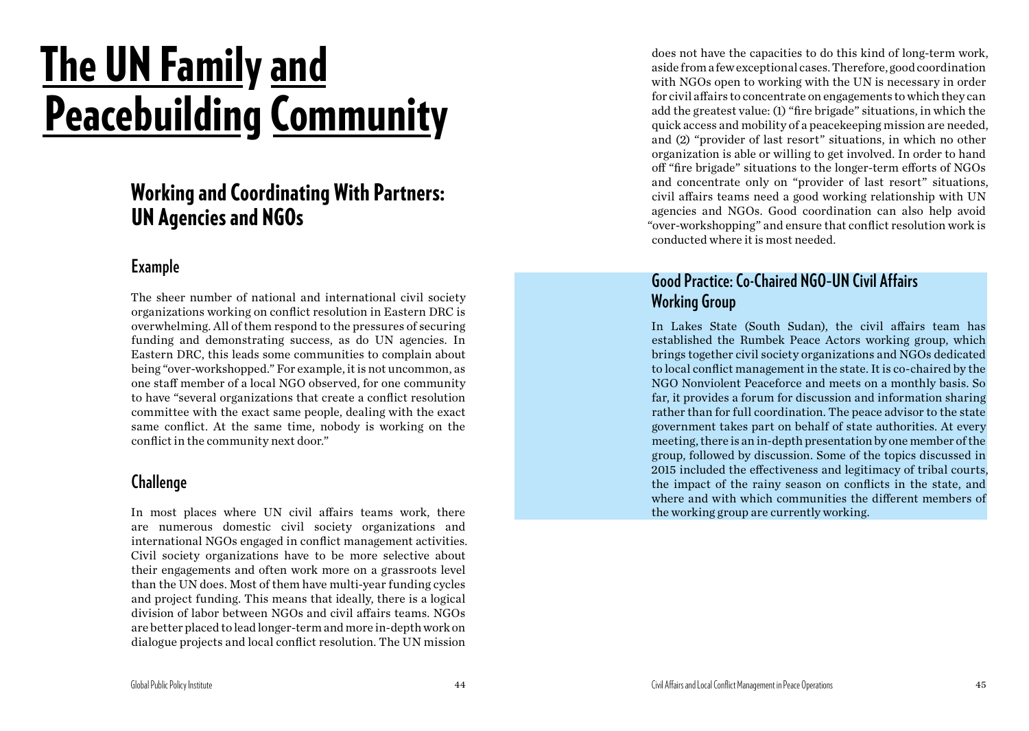# The UN Family and Peacebuilding Community

## Working and Coordinating With Partners: UN Agencies and NGOs

### Example

The sheer number of national and international civil society organizations working on conflict resolution in Eastern DRC is overwhelming. All of them respond to the pressures of securing funding and demonstrating success, as do UN agencies. In Eastern DRC, this leads some communities to complain about being "over-workshopped." For example, it is not uncommon, as one staff member of a local NGO observed, for one community to have "several organizations that create a conflict resolution committee with the exact same people, dealing with the exact same conflict. At the same time, nobody is working on the conflict in the community next door."

### Challenge

In most places where UN civil affairs teams work, there are numerous domestic civil society organizations and international NGOs engaged in conflict management activities. Civil society organizations have to be more selective about their engagements and often work more on a grassroots level than the UN does. Most of them have multi-year funding cycles and project funding. This means that ideally, there is a logical division of labor between NGOs and civil affairs teams. NGOs are better placed to lead longer-term and more in-depth work on dialogue projects and local conflict resolution. The UN mission does not have the capacities to do this kind of long-term work, aside from a few exceptional cases. Therefore, good coordination with NGOs open to working with the UN is necessary in order for civil affairs to concentrate on engagements to which they can add the greatest value: (1) "fire brigade" situations, in which the quick access and mobility of a peacekeeping mission are needed, and (2) "provider of last resort" situations, in which no other organization is able or willing to get involved. In order to hand off "fire brigade" situations to the longer-term efforts of NGOs and concentrate only on "provider of last resort" situations, civil affairs teams need a good working relationship with UN agencies and NGOs. Good coordination can also help avoid "over-workshopping" and ensure that conflict resolution work is conducted where it is most needed.

### Good Practice: Co-Chaired NGO-UN Civil Affairs Working Group

In Lakes State (South Sudan), the civil affairs team has established the Rumbek Peace Actors working group, which brings together civil society organizations and NGOs dedicated to local conflict management in the state. It is co-chaired by the NGO Nonviolent Peaceforce and meets on a monthly basis. So far, it provides a forum for discussion and information sharing rather than for full coordination. The peace advisor to the state government takes part on behalf of state authorities. At every meeting, there is an in-depth presentation by one member of the group, followed by discussion. Some of the topics discussed in 2015 included the effectiveness and legitimacy of tribal courts, the impact of the rainy season on conflicts in the state, and where and with which communities the different members of the working group are currently working.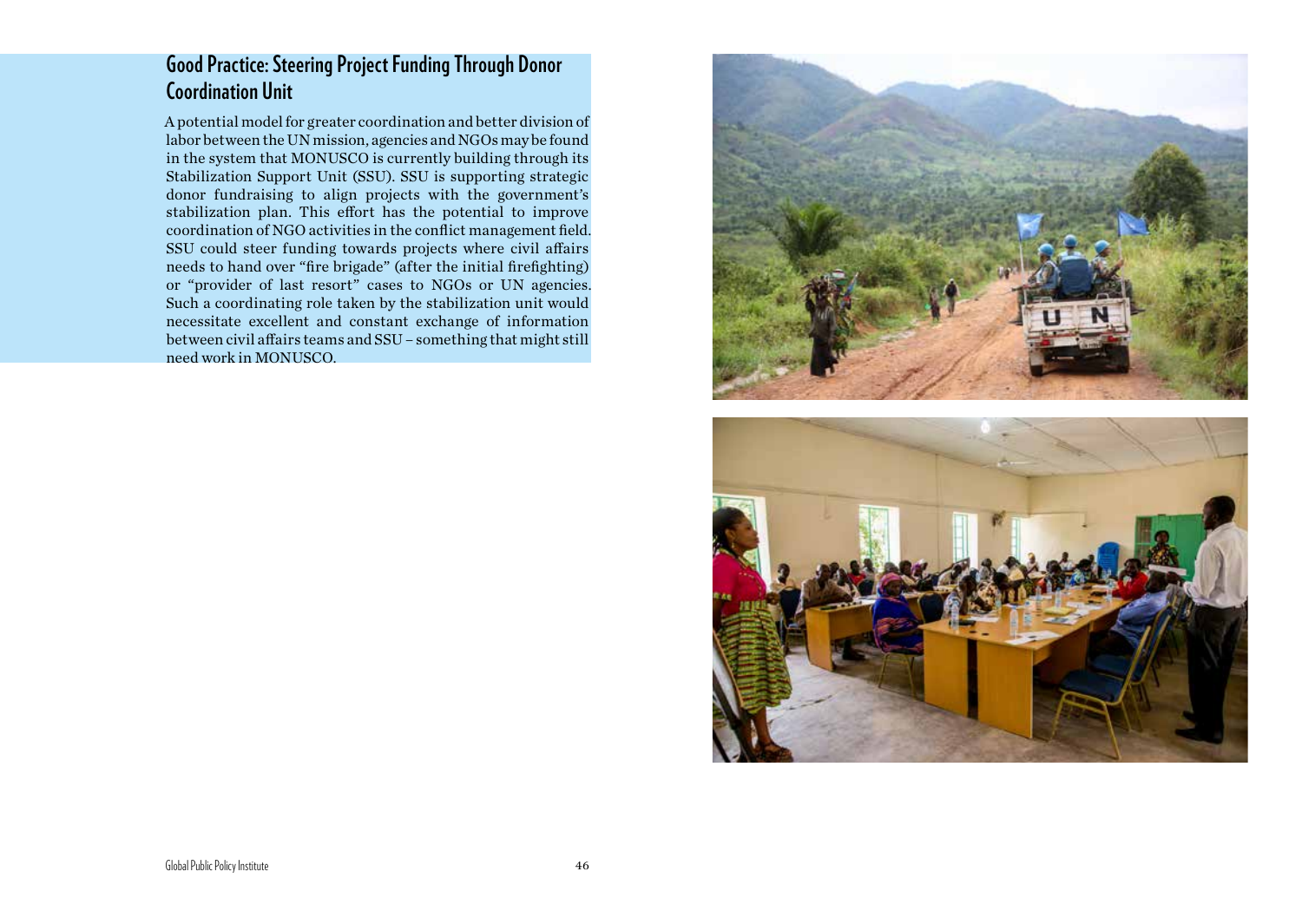## Good Practice: Steering Project Funding Through Donor Coordination Unit

A potential model for greater coordination and better division of labor between the UN mission, agencies and NGOs may be found in the system that MONUSCO is currently building through its Stabilization Support Unit (SSU). SSU is supporting strategic donor fundraising to align projects with the government's stabilization plan. This effort has the potential to improve coordination of NGO activities in the conflict management field. SSU could steer funding towards projects where civil affairs needs to hand over "fire brigade" (after the initial firefighting) or "provider of last resort" cases to NGOs or UN agencies. Such a coordinating role taken by the stabilization unit would necessitate excellent and constant exchange of information between civil affairs teams and SSU – something that might still need work in MONUSCO.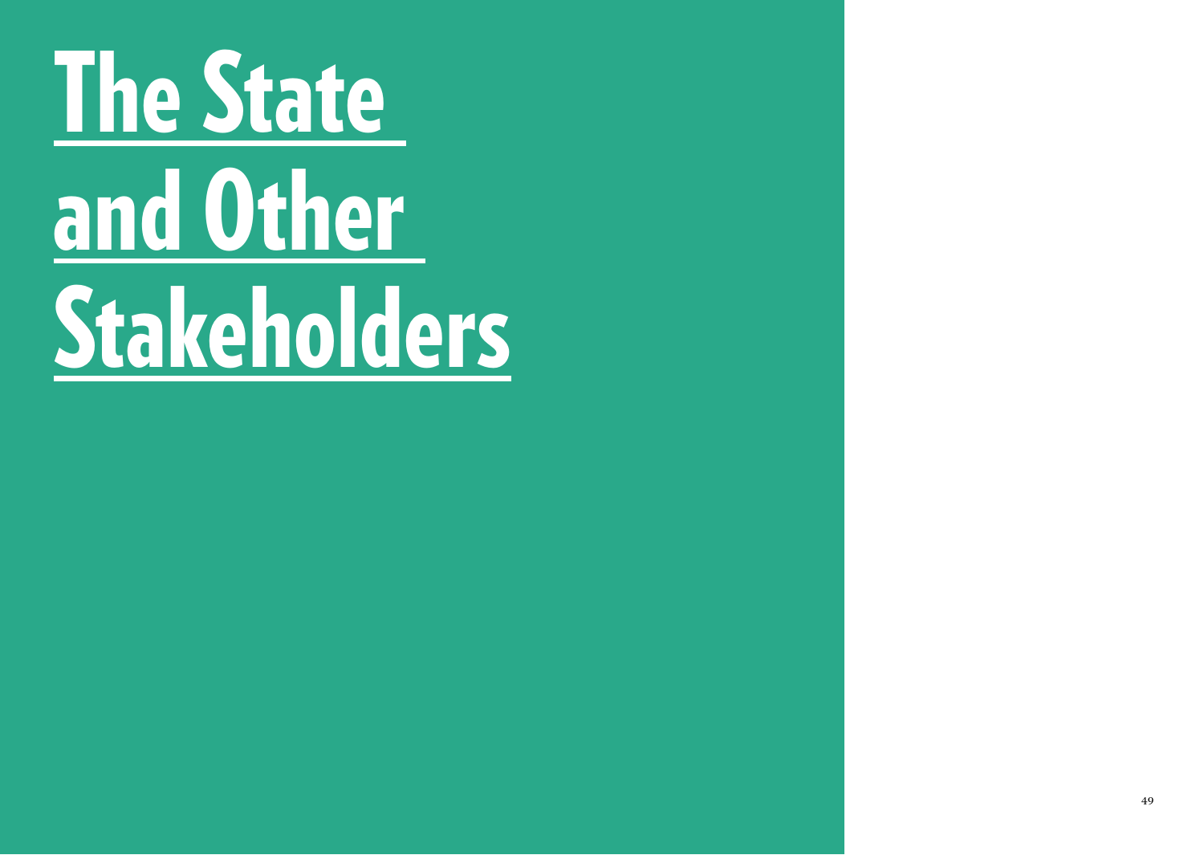# The State and Other Stakeholders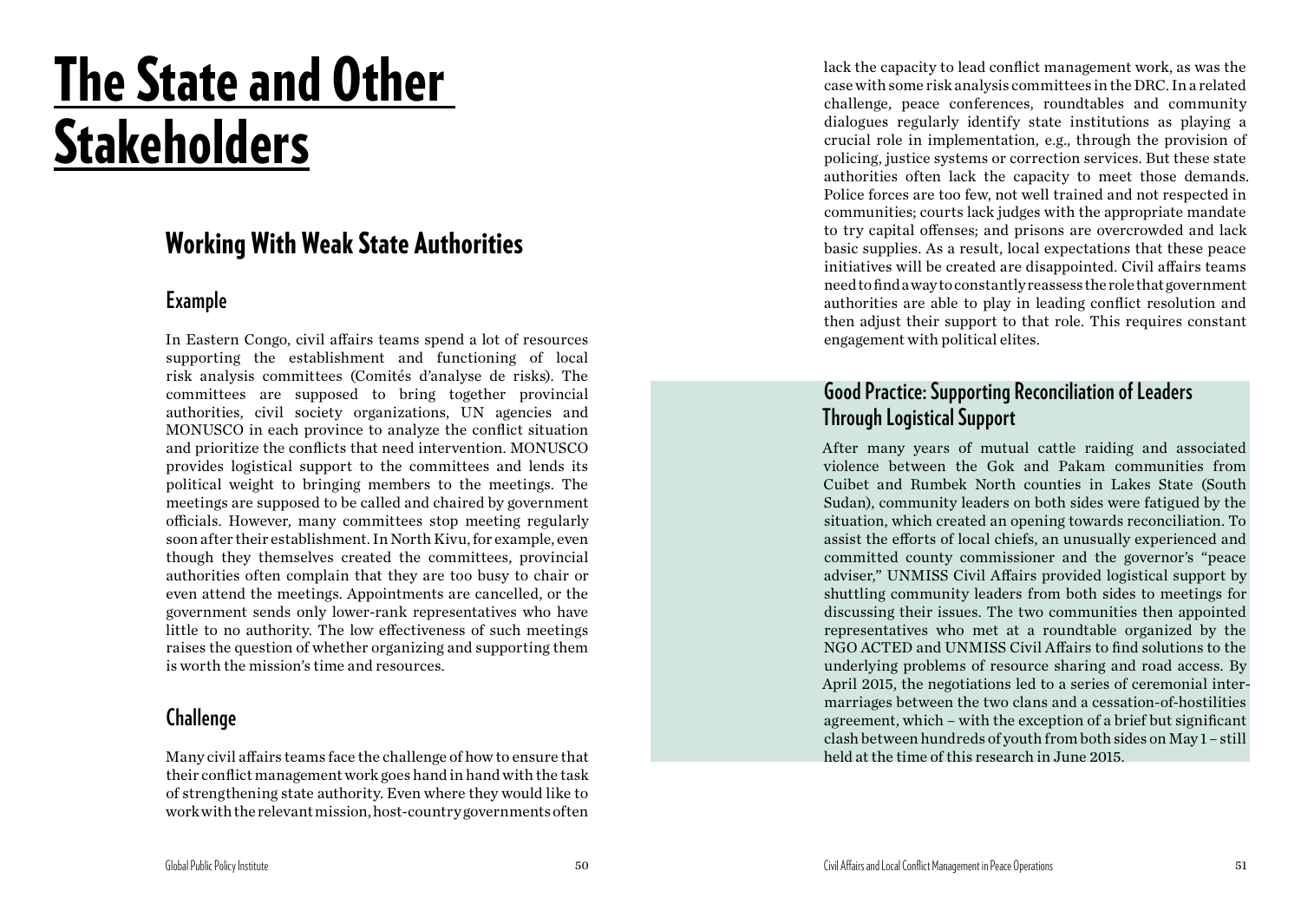# The State and Other Stakeholders

## Working With Weak State Authorities

### Example

In Eastern Congo, civil affairs teams spend a lot of resources supporting the establishment and functioning of local risk analysis committees (Comités d'analyse de risks). The committees are supposed to bring together provincial authorities, civil society organizations, UN agencies and MONUSCO in each province to analyze the conflict situation and prioritize the conflicts that need intervention. MONUSCO provides logistical support to the committees and lends its political weight to bringing members to the meetings. The meetings are supposed to be called and chaired by government officials. However, many committees stop meeting regularly soon after their establishment. In North Kivu, for example, even though they themselves created the committees, provincial authorities often complain that they are too busy to chair or even attend the meetings. Appointments are cancelled, or the government sends only lower-rank representatives who have little to no authority. The low effectiveness of such meetings raises the question of whether organizing and supporting them is worth the mission's time and resources.

### Challenge

Many civil affairs teams face the challenge of how to ensure that their conflict management work goes hand in hand with the task of strengthening state authority. Even where they would like to work with the relevant mission, host-country governments often lack the capacity to lead conflict management work, as was the case with some risk analysis committees in the DRC. In a related challenge, peace conferences, roundtables and community dialogues regularly identify state institutions as playing a crucial role in implementation, e.g., through the provision of policing, justice systems or correction services. But these state authorities often lack the capacity to meet those demands. Police forces are too few, not well trained and not respected in communities; courts lack judges with the appropriate mandate to try capital offenses; and prisons are overcrowded and lack basic supplies. As a result, local expectations that these peace initiatives will be created are disappointed. Civil affairs teams need to find a way to constantly reassess the role that government authorities are able to play in leading conflict resolution and then adjust their support to that role. This requires constant engagement with political elites.

### Good Practice: Supporting Reconciliation of Leaders Through Logistical Support

After many years of mutual cattle raiding and associated violence between the Gok and Pakam communities from Cuibet and Rumbek North counties in Lakes State (South Sudan), community leaders on both sides were fatigued by the situation, which created an opening towards reconciliation. To assist the efforts of local chiefs, an unusually experienced and committed county commissioner and the governor's "peace adviser," UNMISS Civil Affairs provided logistical support by shuttling community leaders from both sides to meetings for discussing their issues. The two communities then appointed representatives who met at a roundtable organized by the NGO ACTED and UNMISS Civil Affairs to find solutions to the underlying problems of resource sharing and road access. By April 2015, the negotiations led to a series of ceremonial inter-marriages between the two clans and a cessation-of-hostilities agreement, which – with the exception of a brief but significant clash between hundreds of youth from both sides on May 1 – still held at the time of this research in June 2015.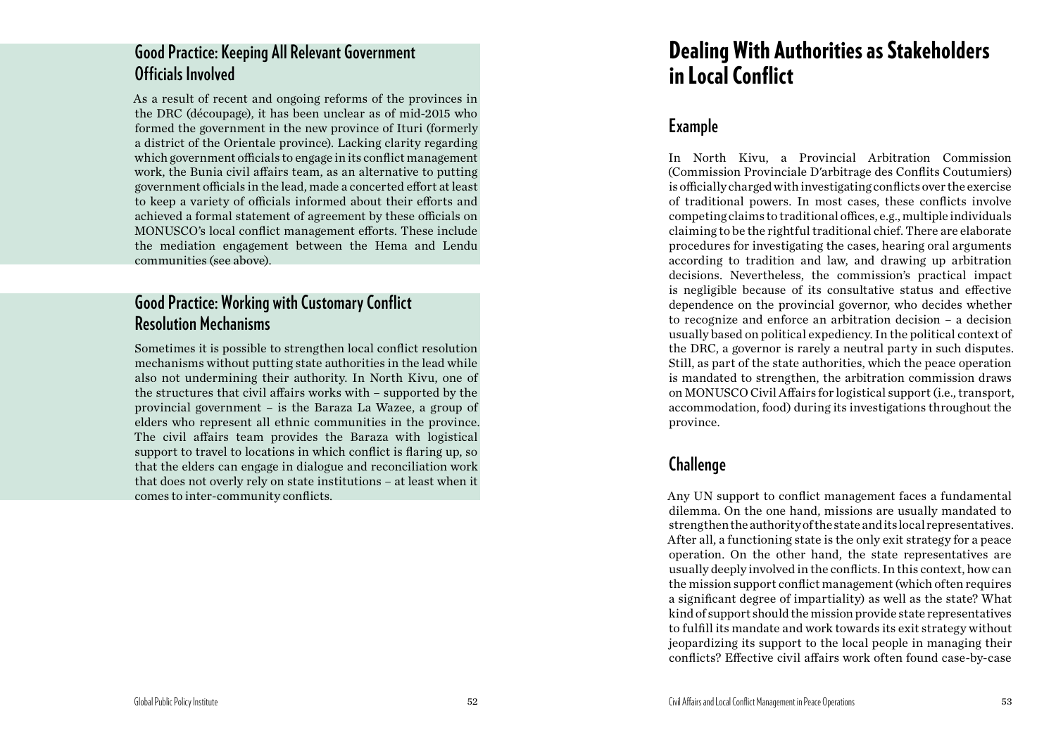### Good Practice: Keeping All Relevant Government Officials Involved

As a result of recent and ongoing reforms of the provinces in the DRC (découpage), it has been unclear as of mid-2015 who formed the government in the new province of Ituri (formerly a district of the Orientale province). Lacking clarity regarding which government officials to engage in its conflict management work, the Bunia civil affairs team, as an alternative to putting government officials in the lead, made a concerted effort at least to keep a variety of officials informed about their efforts and achieved a formal statement of agreement by these officials on MONUSCO's local conflict management efforts. These include the mediation engagement between the Hema and Lendu communities (see above).

### Good Practice: Working with Customary Conflict Resolution Mechanisms

Sometimes it is possible to strengthen local conflict resolution mechanisms without putting state authorities in the lead while also not undermining their authority. In North Kivu, one of the structures that civil affairs works with – supported by the provincial government – is the Baraza La Wazee, a group of elders who represent all ethnic communities in the province. The civil affairs team provides the Baraza with logistical support to travel to locations in which conflict is flaring up, so that the elders can engage in dialogue and reconciliation work that does not overly rely on state institutions – at least when it comes to inter-community conflicts.

## Dealing With Authorities as Stakeholders in Local Conflict

### Example

In North Kivu, a Provincial Arbitration Commission (Commission Provinciale D'arbitrage des Conflits Coutumiers) is officially charged with investigating conflicts over the exercise of traditional powers. In most cases, these conflicts involve competing claims to traditional offices, e.g., multiple individuals claiming to be the rightful traditional chief. There are elaborate procedures for investigating the cases, hearing oral arguments according to tradition and law, and drawing up arbitration decisions. Nevertheless, the commission's practical impact is negligible because of its consultative status and effective dependence on the provincial governor, who decides whether to recognize and enforce an arbitration decision – a decision usually based on political expediency. In the political context of the DRC, a governor is rarely a neutral party in such disputes. Still, as part of the state authorities, which the peace operation is mandated to strengthen, the arbitration commission draws on MONUSCO Civil Affairs for logistical support (i.e., transport, accommodation, food) during its investigations throughout the province.

### Challenge

Any UN support to conflict management faces a fundamental dilemma. On the one hand, missions are usually mandated to strengthen the authority of the state and its local representatives. After all, a functioning state is the only exit strategy for a peace operation. On the other hand, the state representatives are usually deeply involved in the conflicts. In this context, how can the mission support conflict management (which often requires a significant degree of impartiality) as well as the state? What kind of support should the mission provide state representatives to fulfill its mandate and work towards its exit strategy without jeopardizing its support to the local people in managing their conflicts? Effective civil affairs work often found case-by-case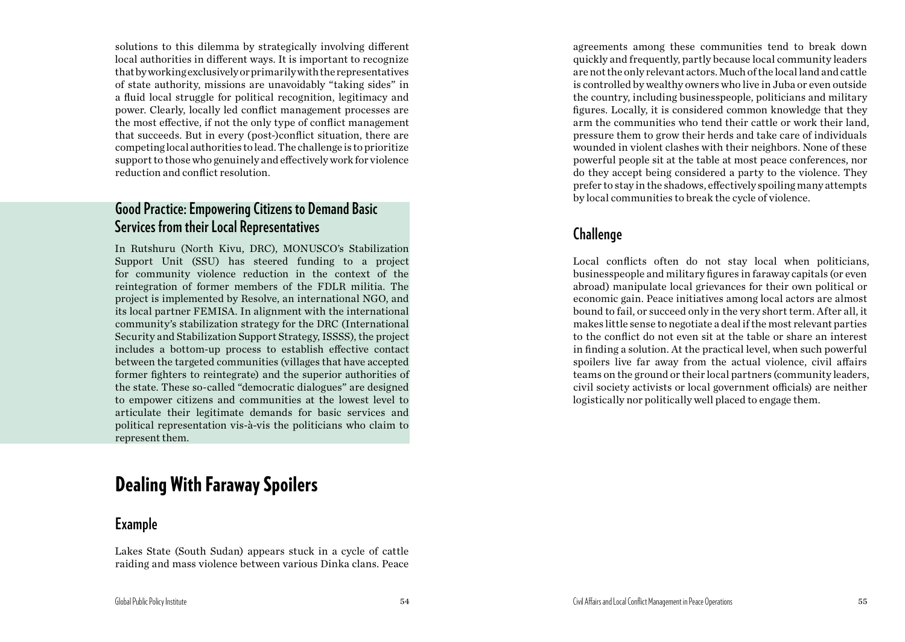solutions to this dilemma by strategically involving different local authorities in different ways. It is important to recognize that by working exclusively or primarily with the representatives of state authority, missions are unavoidably "taking sides" in a fluid local struggle for political recognition, legitimacy and power. Clearly, locally led conflict management processes are the most effective, if not the only type of conflict management that succeeds. But in every (post-)conflict situation, there are competing local authorities to lead. The challenge is to prioritize support to those who genuinely and effectively work for violence reduction and conflict resolution.

### Good Practice: Empowering Citizens to Demand Basic Services from their Local Representatives

In Rutshuru (North Kivu, DRC), MONUSCO's Stabilization Support Unit (SSU) has steered funding to a project for community violence reduction in the context of the reintegration of former members of the FDLR militia. The project is implemented by Resolve, an international NGO, and its local partner FEMISA. In alignment with the international community's stabilization strategy for the DRC (International Security and Stabilization Support Strategy, ISSSS), the project includes a bottom-up process to establish effective contact between the targeted communities (villages that have accepted former fighters to reintegrate) and the superior authorities of the state. These so-called "democratic dialogues" are designed to empower citizens and communities at the lowest level to articulate their legitimate demands for basic services and political representation vis-à-vis the politicians who claim to represent them.

## Dealing With Faraway Spoilers

### Example

Lakes State (South Sudan) appears stuck in a cycle of cattle raiding and mass violence between various Dinka clans. Peace agreements among these communities tend to break down quickly and frequently, partly because local community leaders are not the only relevant actors. Much of the local land and cattle is controlled by wealthy owners who live in Juba or even outside the country, including businesspeople, politicians and military figures. Locally, it is considered common knowledge that they arm the communities who tend their cattle or work their land, pressure them to grow their herds and take care of individuals wounded in violent clashes with their neighbors. None of these powerful people sit at the table at most peace conferences, nor do they accept being considered a party to the violence. They prefer to stay in the shadows, effectively spoiling many attempts by local communities to break the cycle of violence.

### Challenge

Local conflicts often do not stay local when politicians, businesspeople and military figures in faraway capitals (or even abroad) manipulate local grievances for their own political or economic gain. Peace initiatives among local actors are almost bound to fail, or succeed only in the very short term. After all, it makes little sense to negotiate a deal if the most relevant parties to the conflict do not even sit at the table or share an interest in finding a solution. At the practical level, when such powerful spoilers live far away from the actual violence, civil affairs teams on the ground or their local partners (community leaders, civil society activists or local government officials) are neither logistically nor politically well placed to engage them.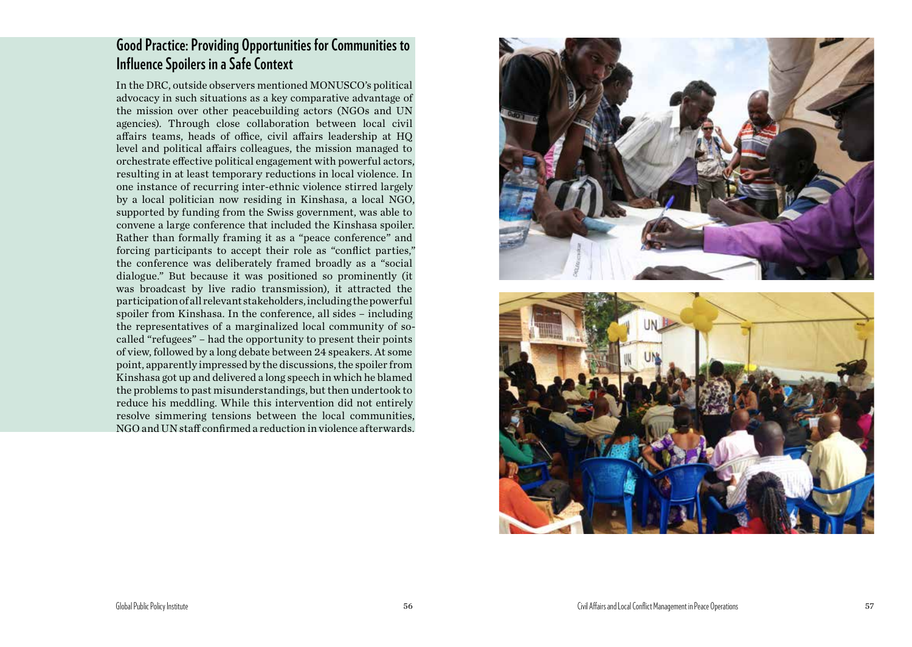## Good Practice: Providing Opportunities for Communities to Influence Spoilers in a Safe Context

In the DRC, outside observers mentioned MONUSCO's political advocacy in such situations as a key comparative advantage of the mission over other peacebuilding actors (NGOs and UN agencies). Through close collaboration between local civil affairs teams, heads of office, civil affairs leadership at HQ level and political affairs colleagues, the mission managed to orchestrate effective political engagement with powerful actors, resulting in at least temporary reductions in local violence. In one instance of recurring inter-ethnic violence stirred largely by a local politician now residing in Kinshasa, a local NGO, supported by funding from the Swiss government, was able to convene a large conference that included the Kinshasa spoiler. Rather than formally framing it as a "peace conference" and forcing participants to accept their role as "conflict parties," the conference was deliberately framed broadly as a "social dialogue." But because it was positioned so prominently (it was broadcast by live radio transmission), it attracted the participation of all relevant stakeholders, including the powerful spoiler from Kinshasa. In the conference, all sides – including the representatives of a marginalized local community of so-called "refugees" – had the opportunity to present their points of view, followed by a long debate between 24 speakers. At some point, apparently impressed by the discussions, the spoiler from Kinshasa got up and delivered a long speech in which he blamed the problems to past misunderstandings, but then undertook to reduce his meddling. While this intervention did not entirely resolve simmering tensions between the local communities, NGO and UN staff confirmed a reduction in violence afterwards.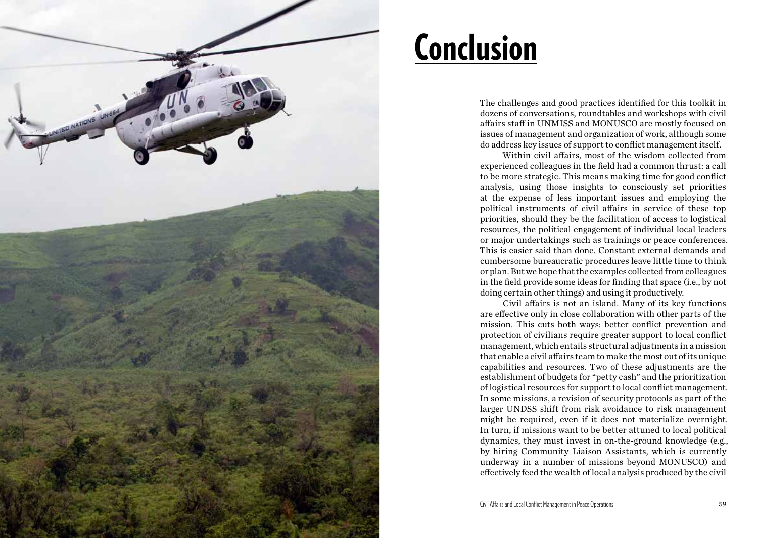# Conclusion

The challenges and good practices identified for this toolkit in dozens of conversations, roundtables and workshops with civil affairs staff in UNMISS and MONUSCO are mostly focused on issues of management and organization of work, although some do address key issues of support to conflict management itself.

Within civil affairs, most of the wisdom collected from experienced colleagues in the field had a common thrust: a call to be more strategic. This means making time for good conflict analysis, using those insights to consciously set priorities at the expense of less important issues and employing the political instruments of civil affairs in service of these top priorities, should they be the facilitation of access to logistical resources, the political engagement of individual local leaders or major undertakings such as trainings or peace conferences. This is easier said than done. Constant external demands and cumbersome bureaucratic procedures leave little time to think or plan. But we hope that the examples collected from colleagues in the field provide some ideas for finding that space (i.e., by not doing certain other things) and using it productively.

Civil affairs is not an island. Many of its key functions are effective only in close collaboration with other parts of the mission. This cuts both ways: better conflict prevention and protection of civilians require greater support to local conflict management, which entails structural adjustments in a mission that enable a civil affairs team to make the most out of its unique capabilities and resources. Two of these adjustments are the establishment of budgets for "petty cash" and the prioritization of logistical resources for support to local conflict management. In some missions, a revision of security protocols as part of the larger UNDSS shift from risk avoidance to risk management might be required, even if it does not materialize overnight. In turn, if missions want to be better attuned to local political dynamics, they must invest in on-the-ground knowledge (e.g., by hiring Community Liaison Assistants, which is currently underway in a number of missions beyond MONUSCO) and effectively feed the wealth of local analysis produced by the civil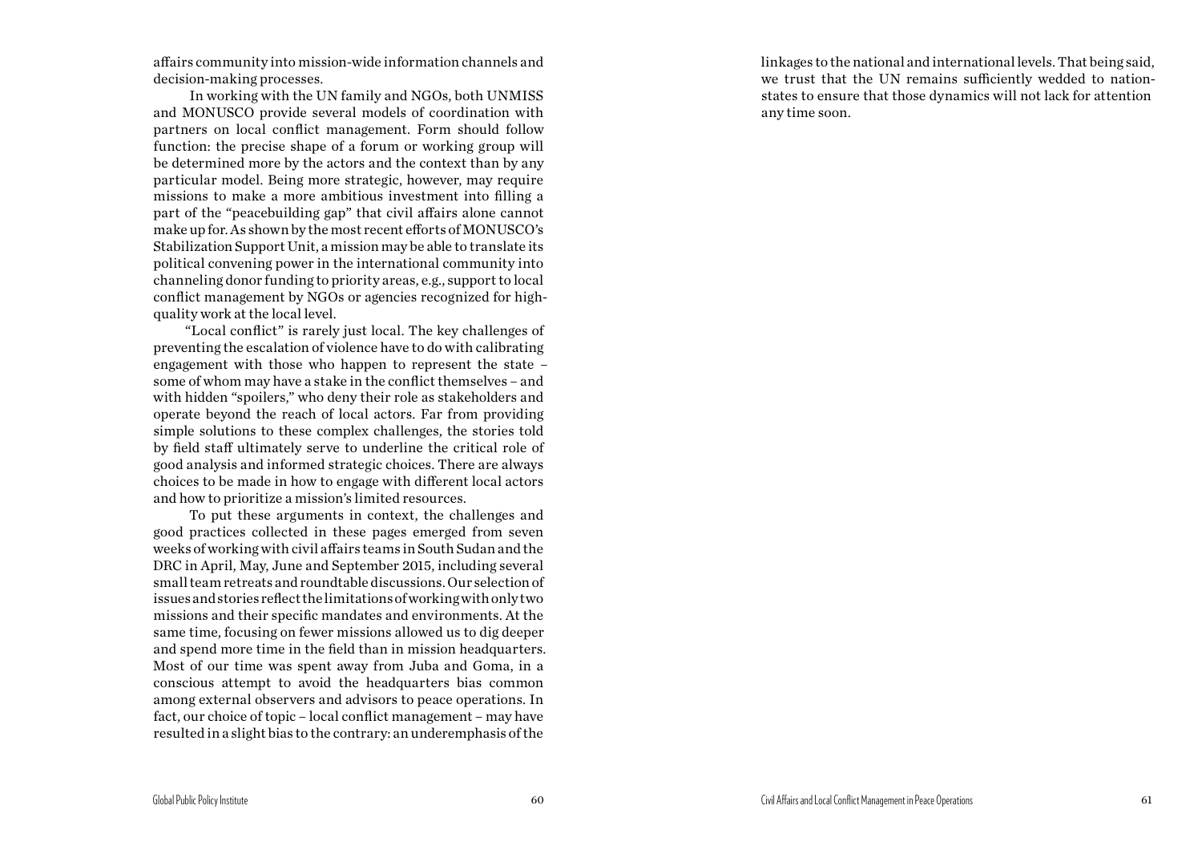affairs community into mission-wide information channels and decision-making processes.

In working with the UN family and NGOs, both UNMISS and MONUSCO provide several models of coordination with partners on local conflict management. Form should follow function: the precise shape of a forum or working group will be determined more by the actors and the context than by any particular model. Being more strategic, however, may require missions to make a more ambitious investment into filling a part of the "peacebuilding gap" that civil affairs alone cannot make up for. As shown by the most recent efforts of MONUSCO's Stabilization Support Unit, a mission may be able to translate its political convening power in the international community into channeling donor funding to priority areas, e.g., support to local conflict management by NGOs or agencies recognized for high-quality work at the local level.

"Local conflict" is rarely just local. The key challenges of preventing the escalation of violence have to do with calibrating engagement with those who happen to represent the state – some of whom may have a stake in the conflict themselves – and with hidden "spoilers," who deny their role as stakeholders and operate beyond the reach of local actors. Far from providing simple solutions to these complex challenges, the stories told by field staff ultimately serve to underline the critical role of good analysis and informed strategic choices. There are always choices to be made in how to engage with different local actors and how to prioritize a mission's limited resources.

To put these arguments in context, the challenges and good practices collected in these pages emerged from seven weeks of working with civil affairs teams in South Sudan and the DRC in April, May, June and September 2015, including several small team retreats and roundtable discussions. Our selection of issues and stories reflect the limitations of working with only two missions and their specific mandates and environments. At the same time, focusing on fewer missions allowed us to dig deeper and spend more time in the field than in mission headquarters. Most of our time was spent away from Juba and Goma, in a conscious attempt to avoid the headquarters bias common among external observers and advisors to peace operations. In fact, our choice of topic – local conflict management – may have resulted in a slight bias to the contrary: an underemphasis of the linkages to the national and international levels. That being said, we trust that the UN remains sufficiently wedded to nation-states to ensure that those dynamics will not lack for attention any time soon.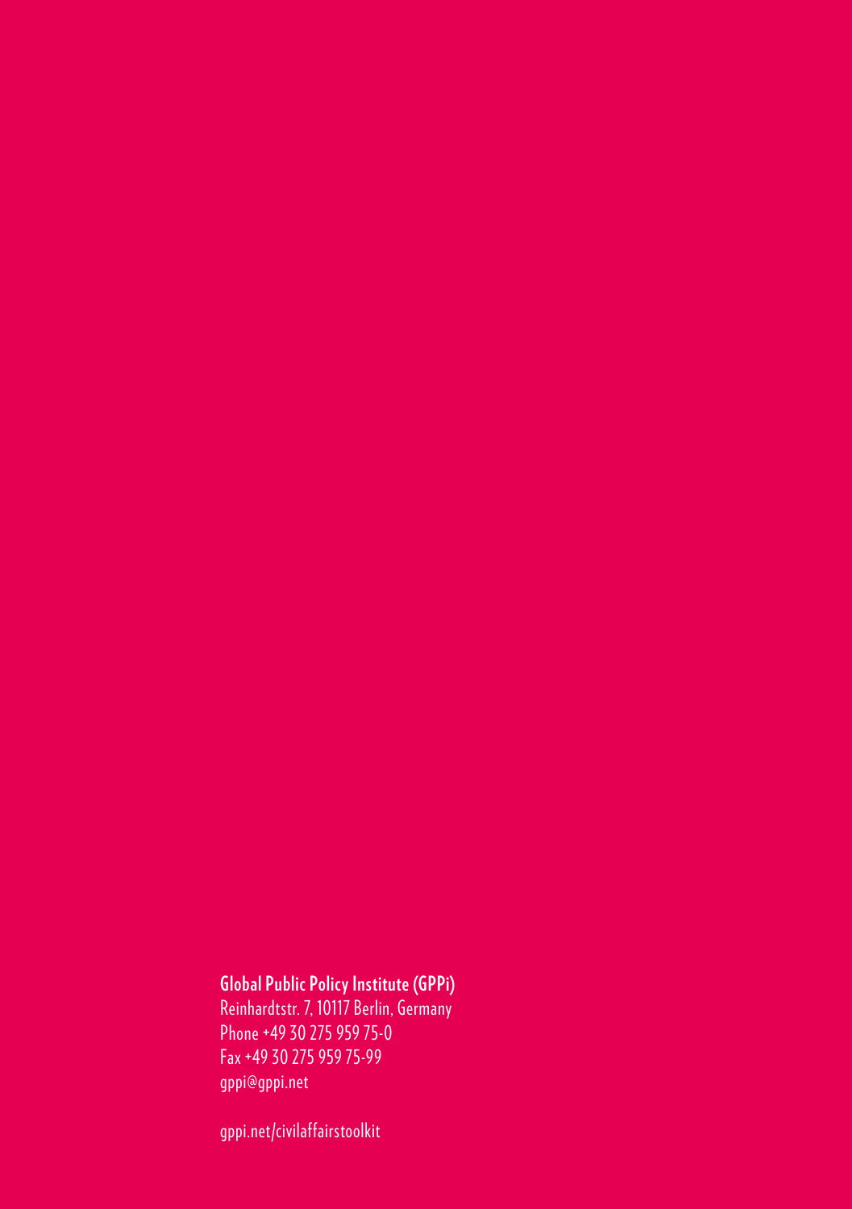**Global Public Policy Institute (GPPi)**
Reinhardtstr. 7, 10117 Berlin, Germany
Phone +49 30 275 959 75-0
Fax +49 30 275 959 75-99
gppi@gppi.net

gppi.net/civilaffairstoolkit